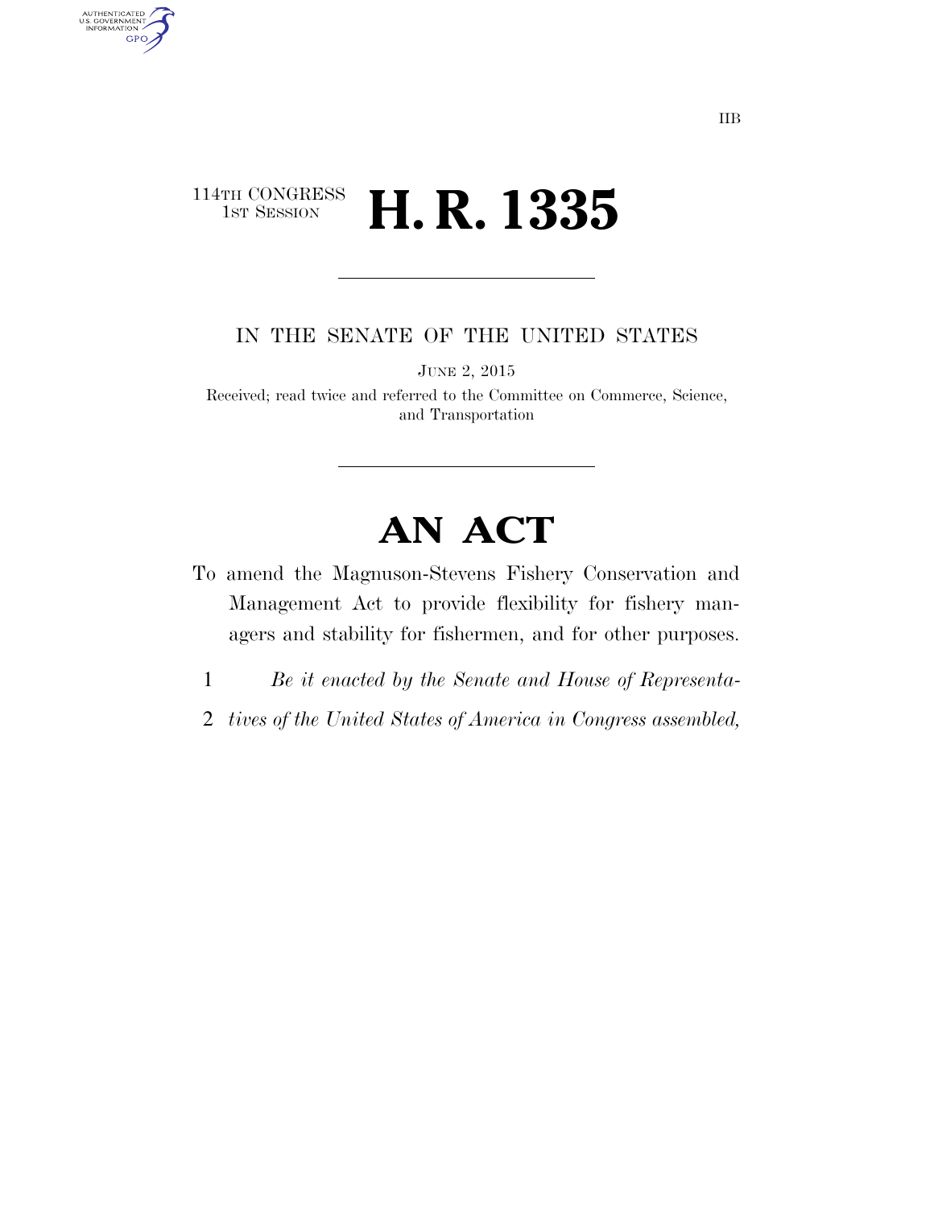IIB

114TH CONGRESS
1ST SESSION

# H. R. 1335

IN THE SENATE OF THE UNITED STATES

JUNE 2, 2015

Received; read twice and referred to the Committee on Commerce, Science, and Transportation

# AN ACT

To amend the Magnuson-Stevens Fishery Conservation and Management Act to provide flexibility for fishery managers and stability for fishermen, and for other purposes.

1 *Be it enacted by the Senate and House of Representa-*
2 *tives of the United States of America in Congress assembled,*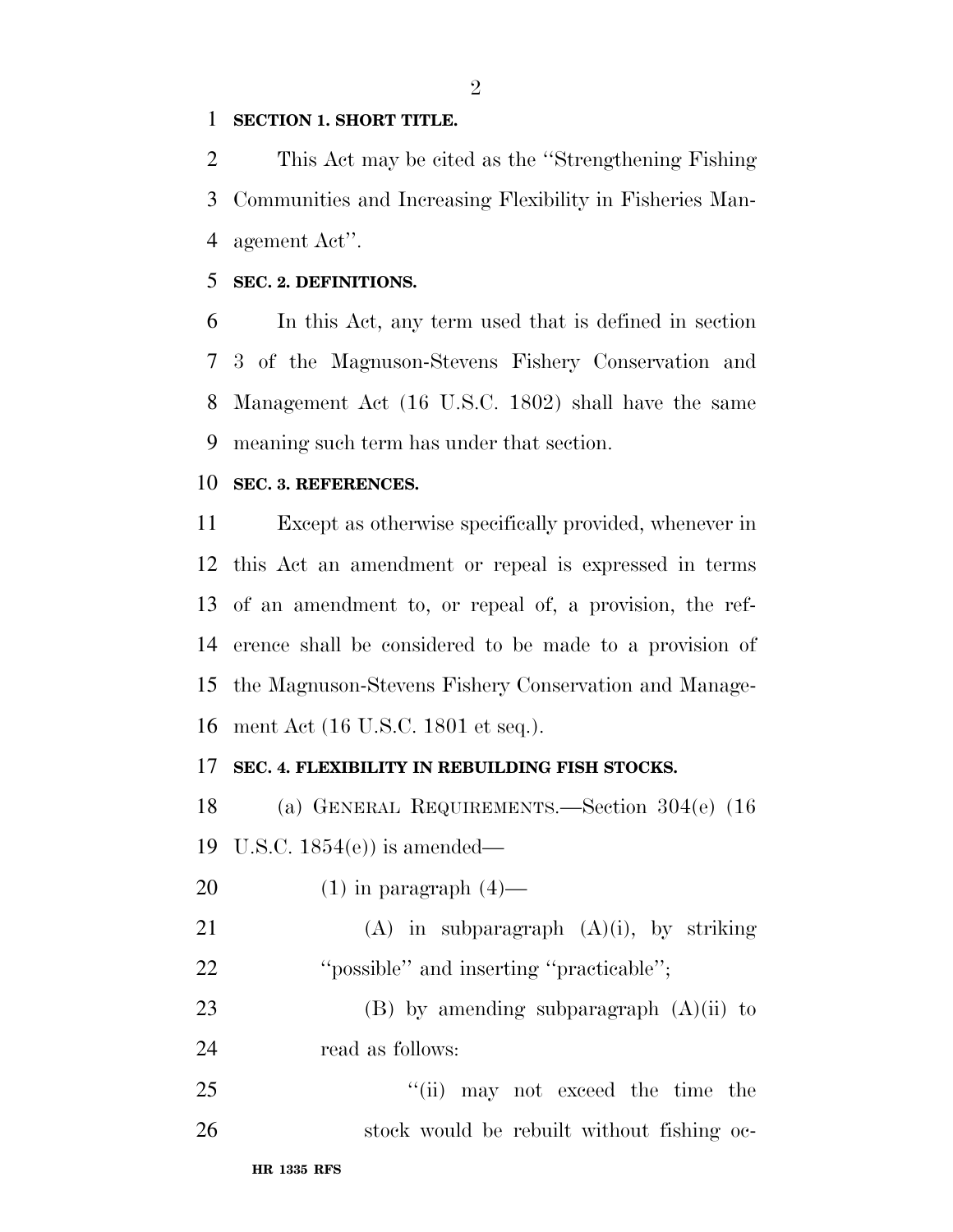**SECTION 1. SHORT TITLE.**

This Act may be cited as the "Strengthening Fishing Communities and Increasing Flexibility in Fisheries Management Act".

**SEC. 2. DEFINITIONS.**

In this Act, any term used that is defined in section 3 of the Magnuson-Stevens Fishery Conservation and Management Act (16 U.S.C. 1802) shall have the same meaning such term has under that section.

**SEC. 3. REFERENCES.**

Except as otherwise specifically provided, whenever in this Act an amendment or repeal is expressed in terms of an amendment to, or repeal of, a provision, the reference shall be considered to be made to a provision of the Magnuson-Stevens Fishery Conservation and Management Act (16 U.S.C. 1801 et seq.).

**SEC. 4. FLEXIBILITY IN REBUILDING FISH STOCKS.**

(a) GENERAL REQUIREMENTS.—Section 304(e) (16 U.S.C. 1854(e)) is amended—

(1) in paragraph (4)—

(A) in subparagraph (A)(i), by striking "possible" and inserting "practicable";

(B) by amending subparagraph (A)(ii) to read as follows:

"(ii) may not exceed the time the stock would be rebuilt without fishing oc-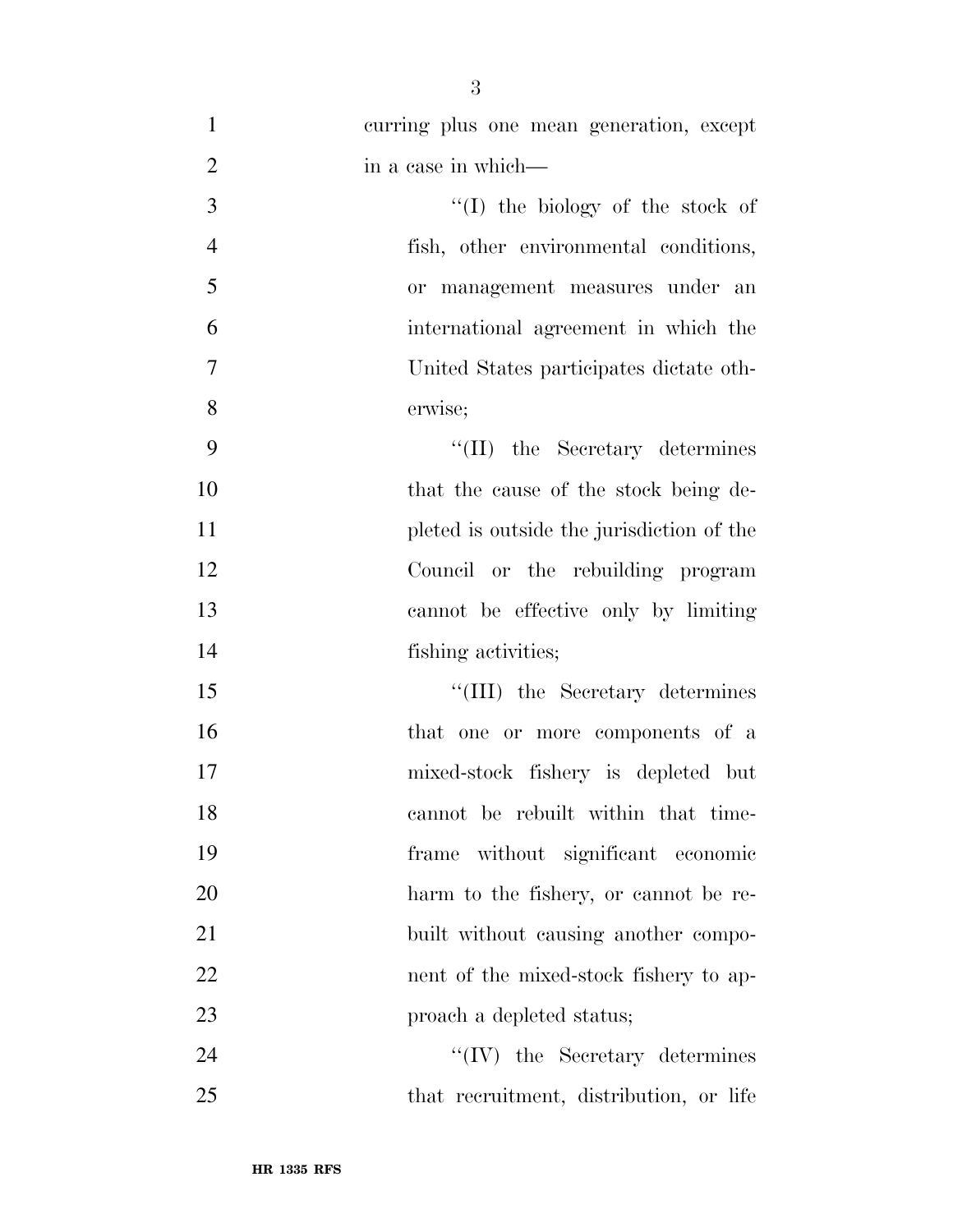curring plus one mean generation, except in a case in which—

''(I) the biology of the stock of fish, other environmental conditions, or management measures under an international agreement in which the United States participates dictate otherwise;

''(II) the Secretary determines that the cause of the stock being depleted is outside the jurisdiction of the Council or the rebuilding program cannot be effective only by limiting fishing activities;

''(III) the Secretary determines that one or more components of a mixed-stock fishery is depleted but cannot be rebuilt within that timeframe without significant economic harm to the fishery, or cannot be rebuilt without causing another component of the mixed-stock fishery to approach a depleted status;

''(IV) the Secretary determines that recruitment, distribution, or life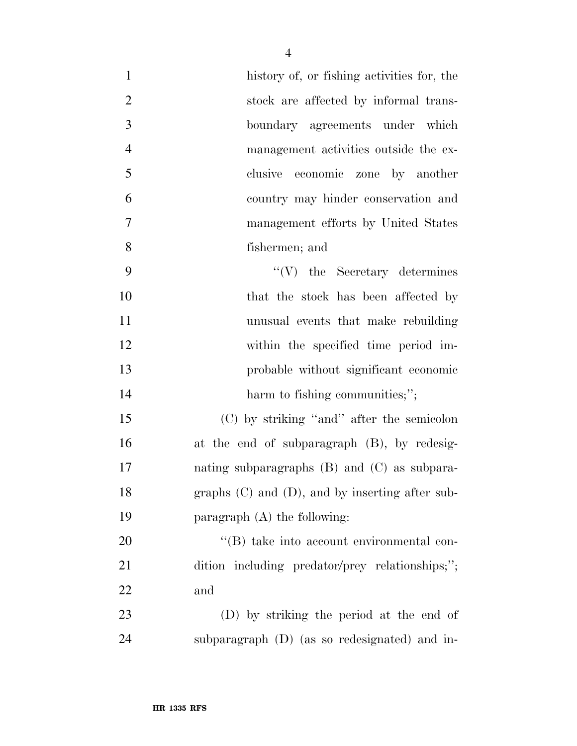history of, or fishing activities for, the stock are affected by informal transboundary agreements under which management activities outside the exclusive economic zone by another country may hinder conservation and management efforts by United States fishermen; and

''(V) the Secretary determines that the stock has been affected by unusual events that make rebuilding within the specified time period improbable without significant economic harm to fishing communities;'';

(C) by striking ''and'' after the semicolon at the end of subparagraph (B), by redesignating subparagraphs (B) and (C) as subparagraphs (C) and (D), and by inserting after subparagraph (A) the following:

''(B) take into account environmental condition including predator/prey relationships;''; and

(D) by striking the period at the end of subparagraph (D) (as so redesignated) and in-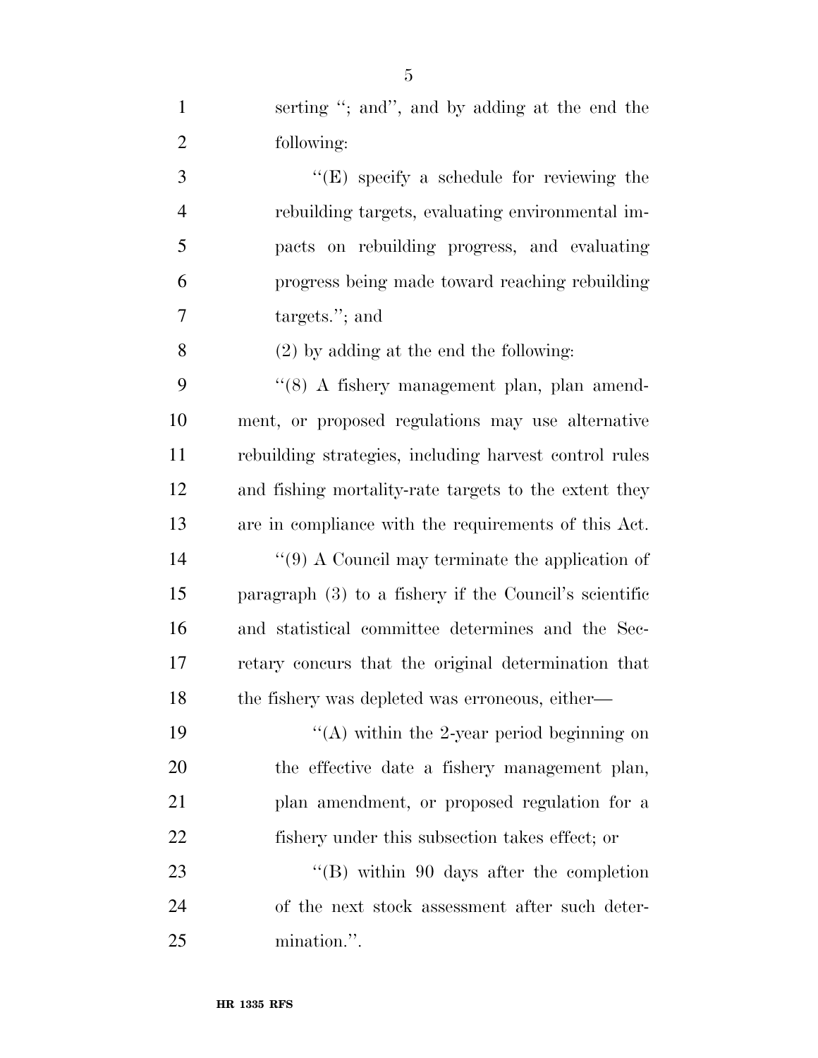serting "; and", and by adding at the end the following:

"(E) specify a schedule for reviewing the rebuilding targets, evaluating environmental impacts on rebuilding progress, and evaluating progress being made toward reaching rebuilding targets."; and

(2) by adding at the end the following:

"(8) A fishery management plan, plan amendment, or proposed regulations may use alternative rebuilding strategies, including harvest control rules and fishing mortality-rate targets to the extent they are in compliance with the requirements of this Act.

"(9) A Council may terminate the application of paragraph (3) to a fishery if the Council's scientific and statistical committee determines and the Secretary concurs that the original determination that the fishery was depleted was erroneous, either—

"(A) within the 2-year period beginning on the effective date a fishery management plan, plan amendment, or proposed regulation for a fishery under this subsection takes effect; or

"(B) within 90 days after the completion of the next stock assessment after such determination.".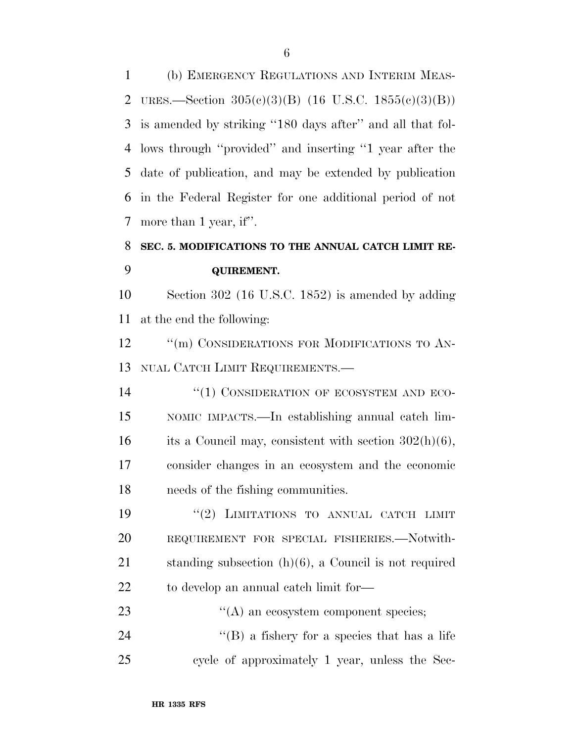(b) EMERGENCY REGULATIONS AND INTERIM MEASURES.—Section 305(c)(3)(B) (16 U.S.C. 1855(c)(3)(B)) is amended by striking ''180 days after'' and all that follows through ''provided'' and inserting ''1 year after the date of publication, and may be extended by publication in the Federal Register for one additional period of not more than 1 year, if''.

### SEC. 5. MODIFICATIONS TO THE ANNUAL CATCH LIMIT REQUIREMENT.

Section 302 (16 U.S.C. 1852) is amended by adding at the end the following:

''(m) CONSIDERATIONS FOR MODIFICATIONS TO ANNUAL CATCH LIMIT REQUIREMENTS.—

''(1) CONSIDERATION OF ECOSYSTEM AND ECONOMIC IMPACTS.—In establishing annual catch limits a Council may, consistent with section 302(h)(6), consider changes in an ecosystem and the economic needs of the fishing communities.

''(2) LIMITATIONS TO ANNUAL CATCH LIMIT REQUIREMENT FOR SPECIAL FISHERIES.—Notwithstanding subsection (h)(6), a Council is not required to develop an annual catch limit for—

''(A) an ecosystem component species;

''(B) a fishery for a species that has a life cycle of approximately 1 year, unless the Sec-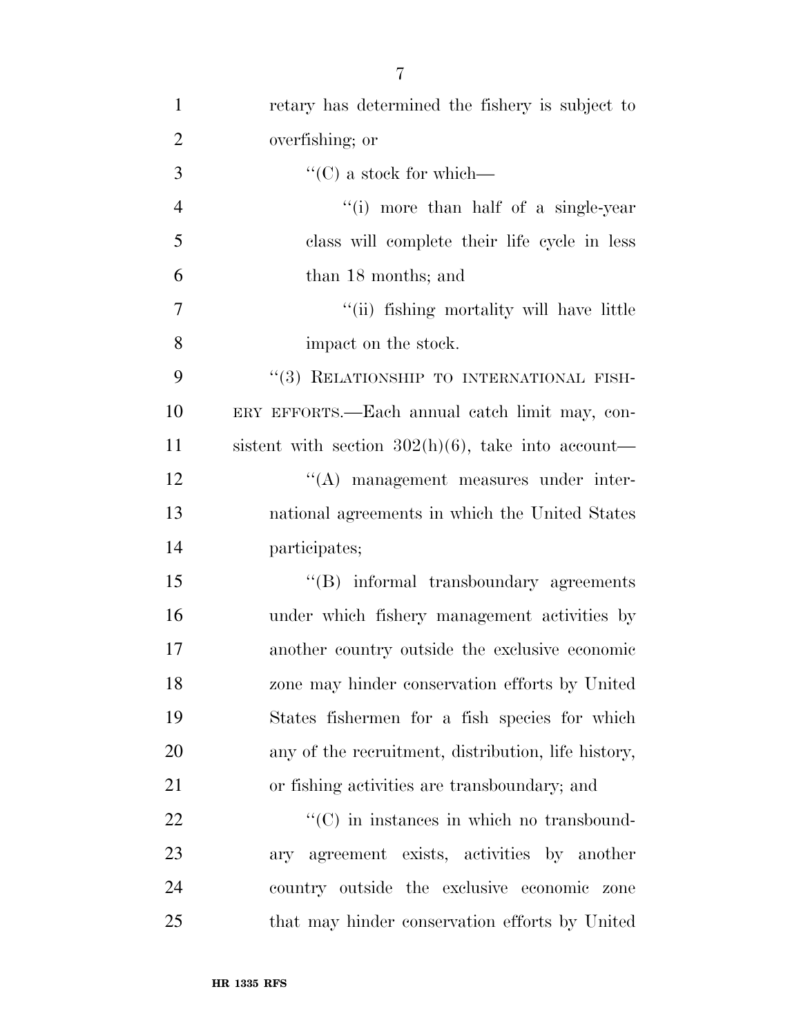retary has determined the fishery is subject to overfishing; or

"(C) a stock for which—

"(i) more than half of a single-year class will complete their life cycle in less than 18 months; and

"(ii) fishing mortality will have little impact on the stock.

"(3) RELATIONSHIP TO INTERNATIONAL FISHERY EFFORTS.—Each annual catch limit may, consistent with section 302(h)(6), take into account—

"(A) management measures under international agreements in which the United States participates;

"(B) informal transboundary agreements under which fishery management activities by another country outside the exclusive economic zone may hinder conservation efforts by United States fishermen for a fish species for which any of the recruitment, distribution, life history, or fishing activities are transboundary; and

"(C) in instances in which no transboundary agreement exists, activities by another country outside the exclusive economic zone that may hinder conservation efforts by United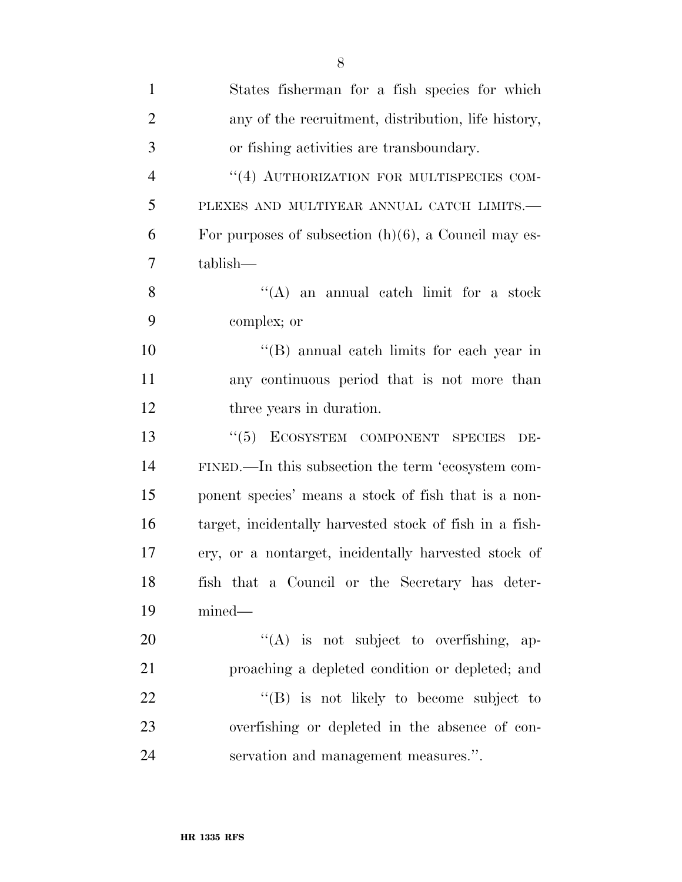States fisherman for a fish species for which any of the recruitment, distribution, life history, or fishing activities are transboundary.

''(4) AUTHORIZATION FOR MULTISPECIES COMPLEXES AND MULTIYEAR ANNUAL CATCH LIMITS.—For purposes of subsection (h)(6), a Council may establish—

''(A) an annual catch limit for a stock complex; or

''(B) annual catch limits for each year in any continuous period that is not more than three years in duration.

''(5) ECOSYSTEM COMPONENT SPECIES DEFINED.—In this subsection the term 'ecosystem component species' means a stock of fish that is a nontarget, incidentally harvested stock of fish in a fishery, or a nontarget, incidentally harvested stock of fish that a Council or the Secretary has determined—

''(A) is not subject to overfishing, approaching a depleted condition or depleted; and

''(B) is not likely to become subject to overfishing or depleted in the absence of conservation and management measures.''.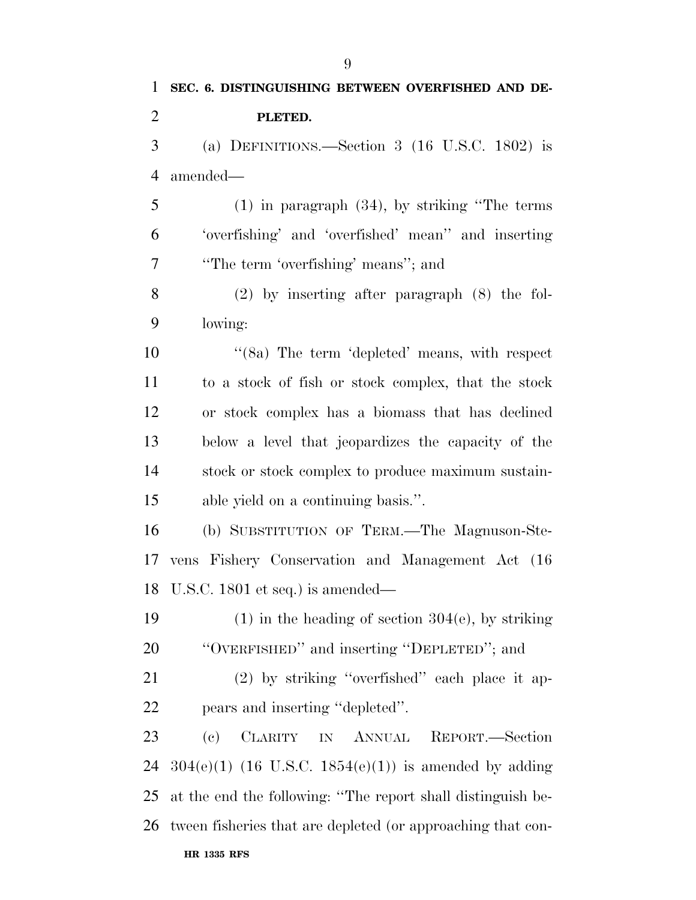**SEC. 6. DISTINGUISHING BETWEEN OVERFISHED AND DEPLETED.**

(a) DEFINITIONS.—Section 3 (16 U.S.C. 1802) is amended—

(1) in paragraph (34), by striking ''The terms 'overfishing' and 'overfished' mean'' and inserting ''The term 'overfishing' means''; and

(2) by inserting after paragraph (8) the following:

''(8a) The term 'depleted' means, with respect to a stock of fish or stock complex, that the stock or stock complex has a biomass that has declined below a level that jeopardizes the capacity of the stock or stock complex to produce maximum sustainable yield on a continuing basis.''.

(b) SUBSTITUTION OF TERM.—The Magnuson-Stevens Fishery Conservation and Management Act (16 U.S.C. 1801 et seq.) is amended—

(1) in the heading of section 304(e), by striking ''OVERFISHED'' and inserting ''DEPLETED''; and

(2) by striking ''overfished'' each place it appears and inserting ''depleted''.

(c) CLARITY IN ANNUAL REPORT.—Section 304(e)(1) (16 U.S.C. 1854(e)(1)) is amended by adding at the end the following: ''The report shall distinguish between fisheries that are depleted (or approaching that con-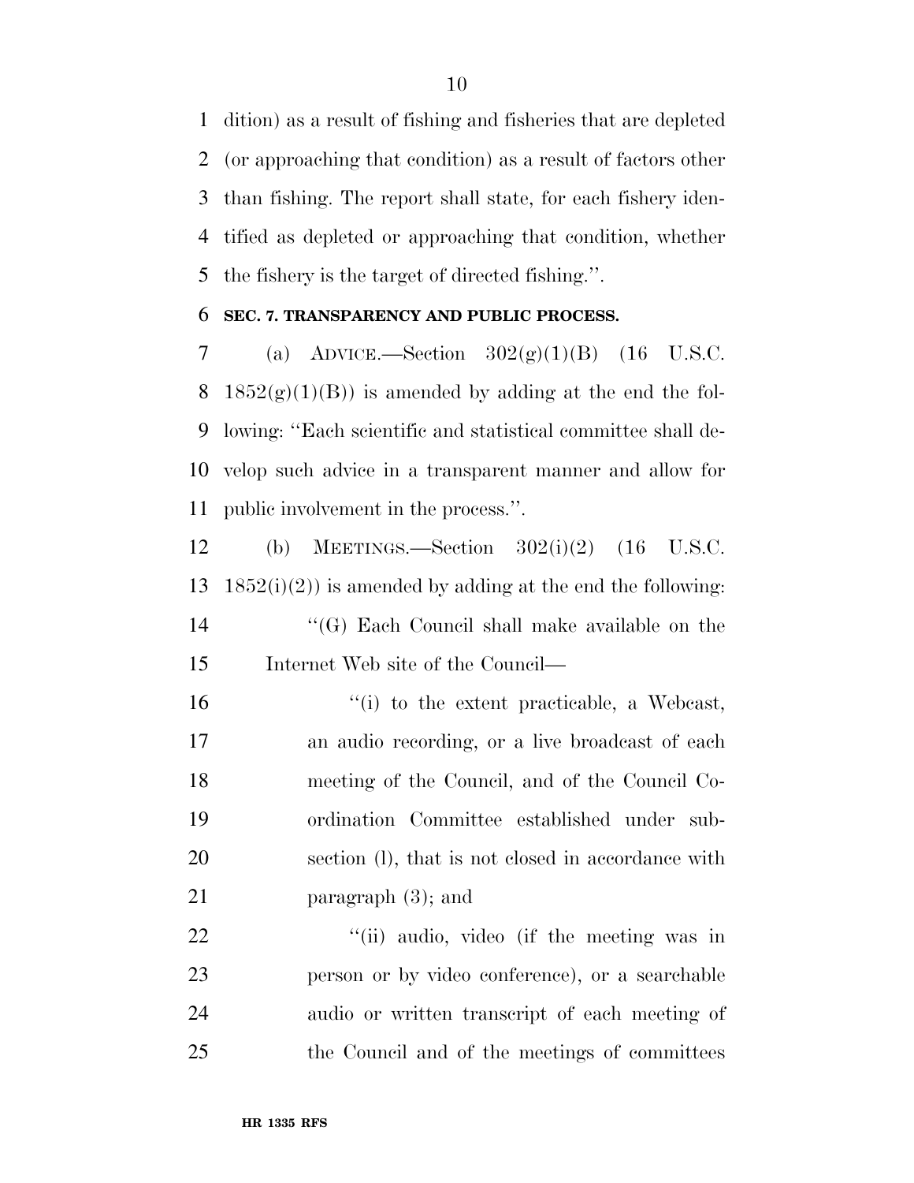dition) as a result of fishing and fisheries that are depleted (or approaching that condition) as a result of factors other than fishing. The report shall state, for each fishery identified as depleted or approaching that condition, whether the fishery is the target of directed fishing.''.

**SEC. 7. TRANSPARENCY AND PUBLIC PROCESS.**

(a) ADVICE.—Section 302(g)(1)(B) (16 U.S.C. 1852(g)(1)(B)) is amended by adding at the end the following: ''Each scientific and statistical committee shall develop such advice in a transparent manner and allow for public involvement in the process.''.

(b) MEETINGS.—Section 302(i)(2) (16 U.S.C. 1852(i)(2)) is amended by adding at the end the following:

''(G) Each Council shall make available on the Internet Web site of the Council—

''(i) to the extent practicable, a Webcast, an audio recording, or a live broadcast of each meeting of the Council, and of the Council Coordination Committee established under subsection (l), that is not closed in accordance with paragraph (3); and

''(ii) audio, video (if the meeting was in person or by video conference), or a searchable audio or written transcript of each meeting of the Council and of the meetings of committees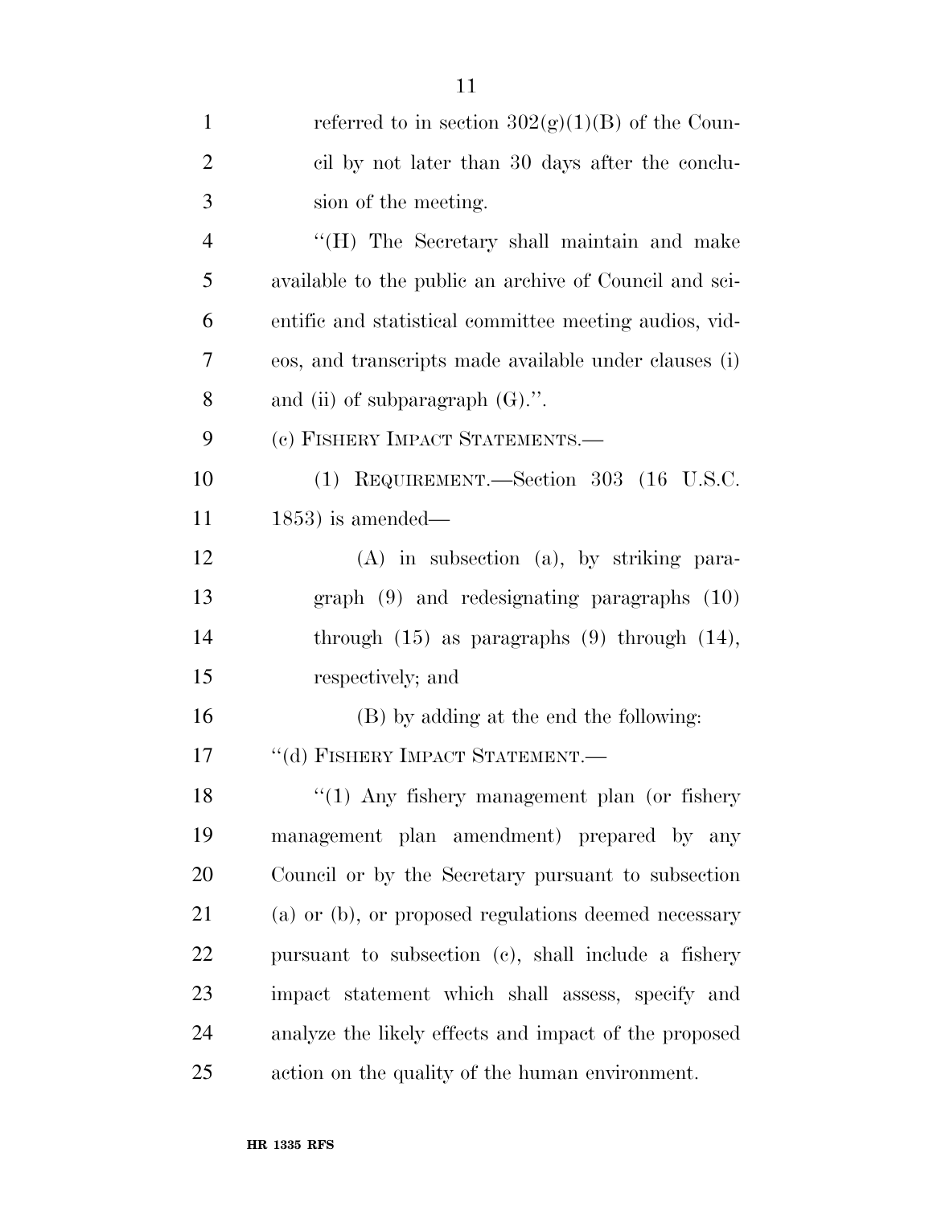referred to in section 302(g)(1)(B) of the Council by not later than 30 days after the conclusion of the meeting.

"(H) The Secretary shall maintain and make available to the public an archive of Council and scientific and statistical committee meeting audios, videos, and transcripts made available under clauses (i) and (ii) of subparagraph (G).".

(c) FISHERY IMPACT STATEMENTS.—

(1) REQUIREMENT.—Section 303 (16 U.S.C. 1853) is amended—

(A) in subsection (a), by striking paragraph (9) and redesignating paragraphs (10) through (15) as paragraphs (9) through (14), respectively; and

(B) by adding at the end the following:

"(d) FISHERY IMPACT STATEMENT.—

"(1) Any fishery management plan (or fishery management plan amendment) prepared by any Council or by the Secretary pursuant to subsection (a) or (b), or proposed regulations deemed necessary pursuant to subsection (c), shall include a fishery impact statement which shall assess, specify and analyze the likely effects and impact of the proposed action on the quality of the human environment.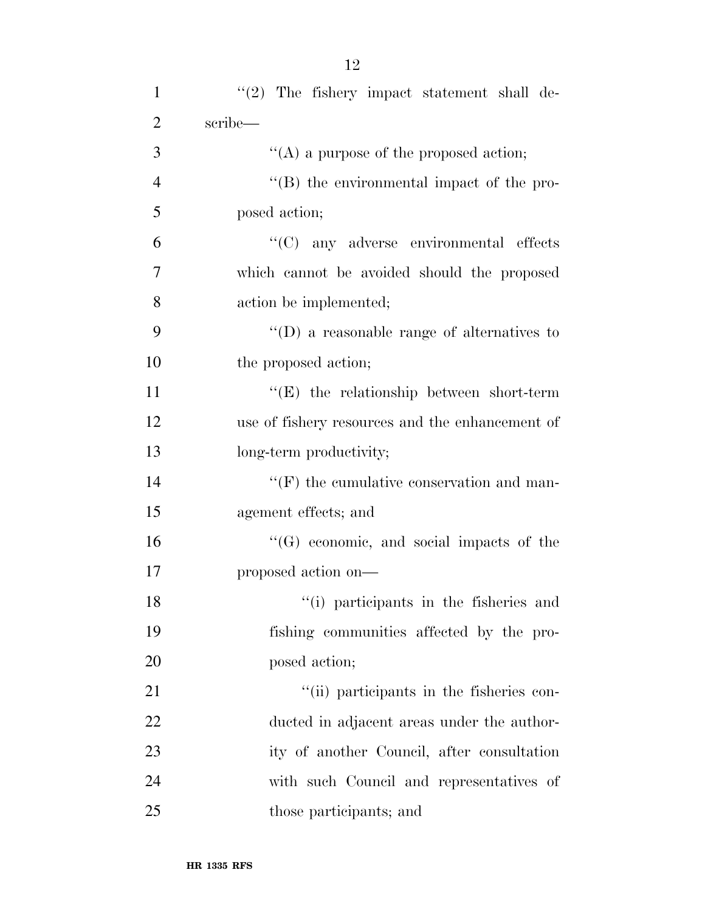''(2) The fishery impact statement shall describe—

''(A) a purpose of the proposed action;

''(B) the environmental impact of the proposed action;

''(C) any adverse environmental effects which cannot be avoided should the proposed action be implemented;

''(D) a reasonable range of alternatives to the proposed action;

''(E) the relationship between short-term use of fishery resources and the enhancement of long-term productivity;

''(F) the cumulative conservation and management effects; and

''(G) economic, and social impacts of the proposed action on—

''(i) participants in the fisheries and fishing communities affected by the proposed action;

''(ii) participants in the fisheries conducted in adjacent areas under the authority of another Council, after consultation with such Council and representatives of those participants; and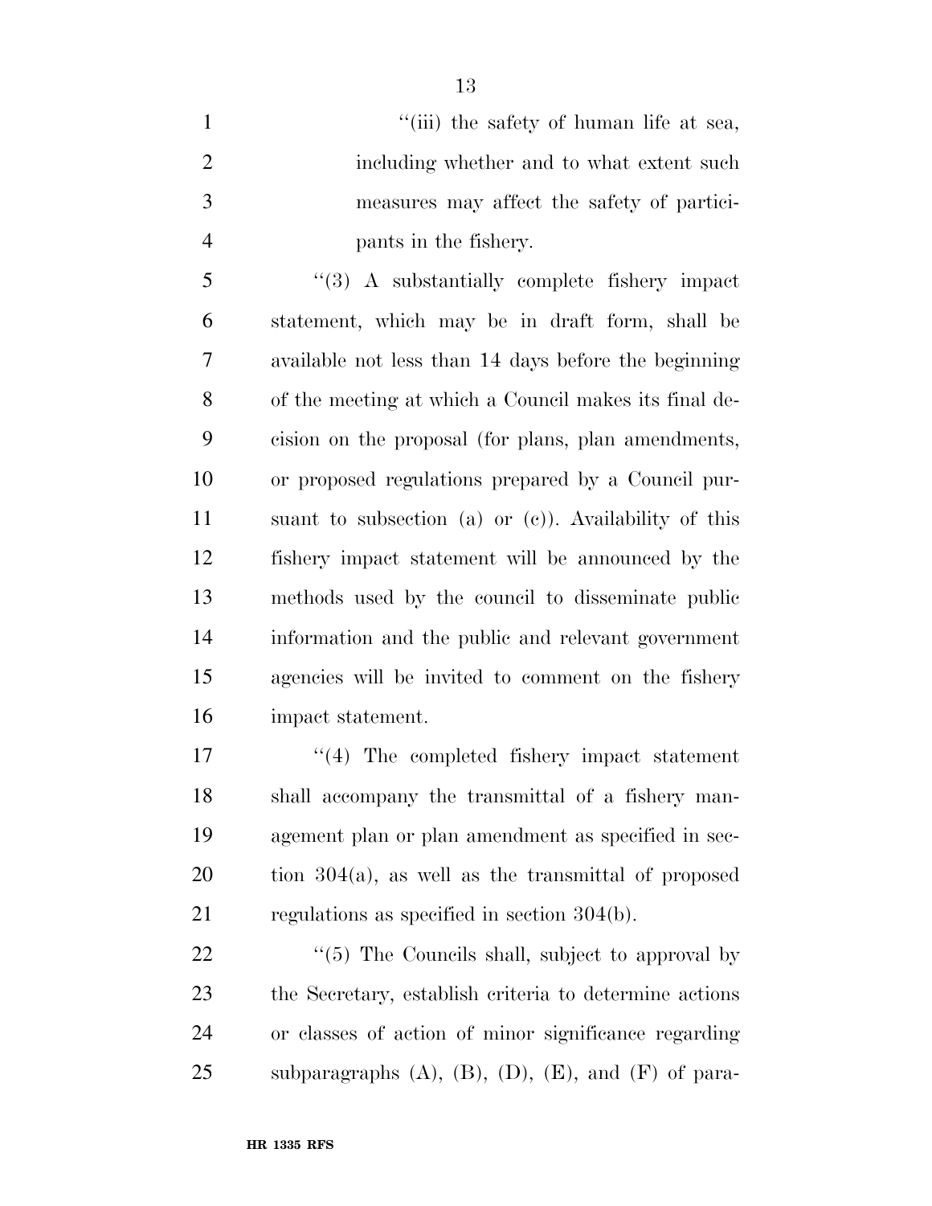"(iii) the safety of human life at sea, including whether and to what extent such measures may affect the safety of participants in the fishery.

"(3) A substantially complete fishery impact statement, which may be in draft form, shall be available not less than 14 days before the beginning of the meeting at which a Council makes its final decision on the proposal (for plans, plan amendments, or proposed regulations prepared by a Council pursuant to subsection (a) or (c)). Availability of this fishery impact statement will be announced by the methods used by the council to disseminate public information and the public and relevant government agencies will be invited to comment on the fishery impact statement.

"(4) The completed fishery impact statement shall accompany the transmittal of a fishery management plan or plan amendment as specified in section 304(a), as well as the transmittal of proposed regulations as specified in section 304(b).

"(5) The Councils shall, subject to approval by the Secretary, establish criteria to determine actions or classes of action of minor significance regarding subparagraphs (A), (B), (D), (E), and (F) of para-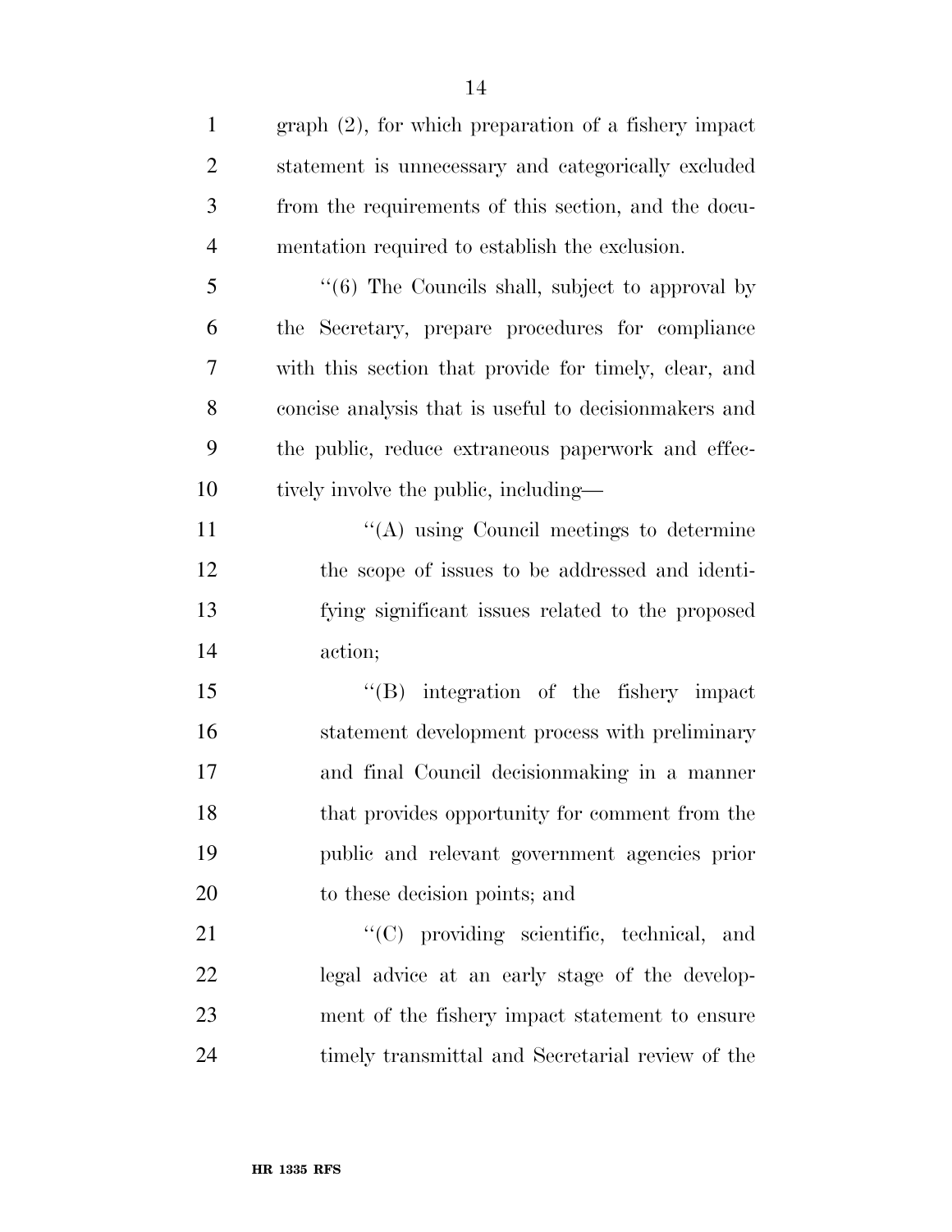graph (2), for which preparation of a fishery impact statement is unnecessary and categorically excluded from the requirements of this section, and the documentation required to establish the exclusion.

''(6) The Councils shall, subject to approval by the Secretary, prepare procedures for compliance with this section that provide for timely, clear, and concise analysis that is useful to decisionmakers and the public, reduce extraneous paperwork and effectively involve the public, including—

''(A) using Council meetings to determine the scope of issues to be addressed and identifying significant issues related to the proposed action;

''(B) integration of the fishery impact statement development process with preliminary and final Council decisionmaking in a manner that provides opportunity for comment from the public and relevant government agencies prior to these decision points; and

''(C) providing scientific, technical, and legal advice at an early stage of the development of the fishery impact statement to ensure timely transmittal and Secretarial review of the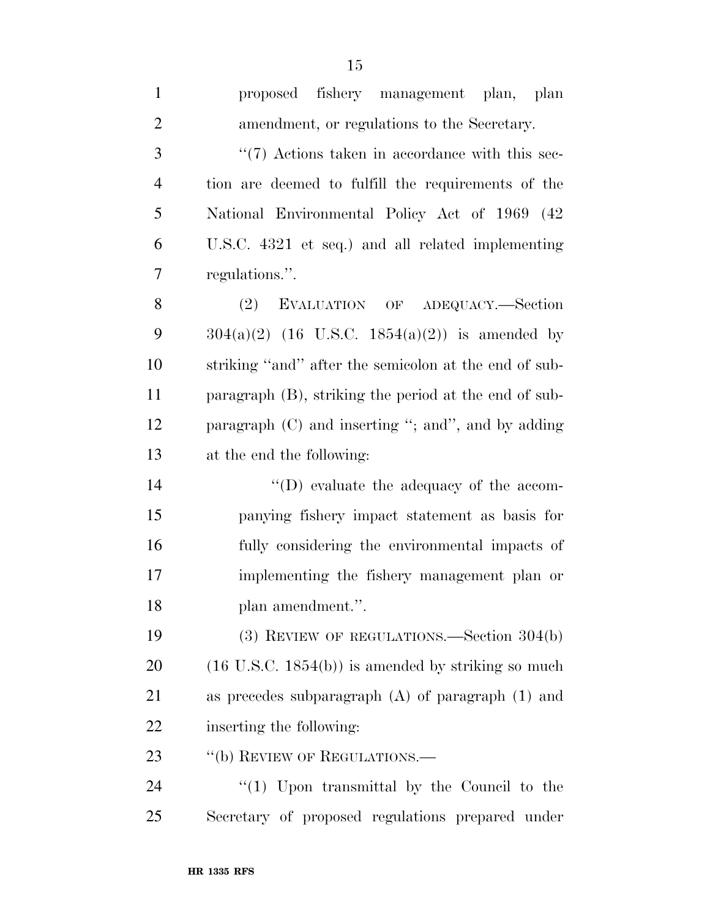proposed fishery management plan, plan amendment, or regulations to the Secretary.

''(7) Actions taken in accordance with this section are deemed to fulfill the requirements of the National Environmental Policy Act of 1969 (42 U.S.C. 4321 et seq.) and all related implementing regulations.''.

(2) EVALUATION OF ADEQUACY.—Section 304(a)(2) (16 U.S.C. 1854(a)(2)) is amended by striking ''and'' after the semicolon at the end of subparagraph (B), striking the period at the end of subparagraph (C) and inserting ''; and'', and by adding at the end the following:

''(D) evaluate the adequacy of the accompanying fishery impact statement as basis for fully considering the environmental impacts of implementing the fishery management plan or plan amendment.''.

(3) REVIEW OF REGULATIONS.—Section 304(b) (16 U.S.C. 1854(b)) is amended by striking so much as precedes subparagraph (A) of paragraph (1) and inserting the following:

''(b) REVIEW OF REGULATIONS.—

''(1) Upon transmittal by the Council to the Secretary of proposed regulations prepared under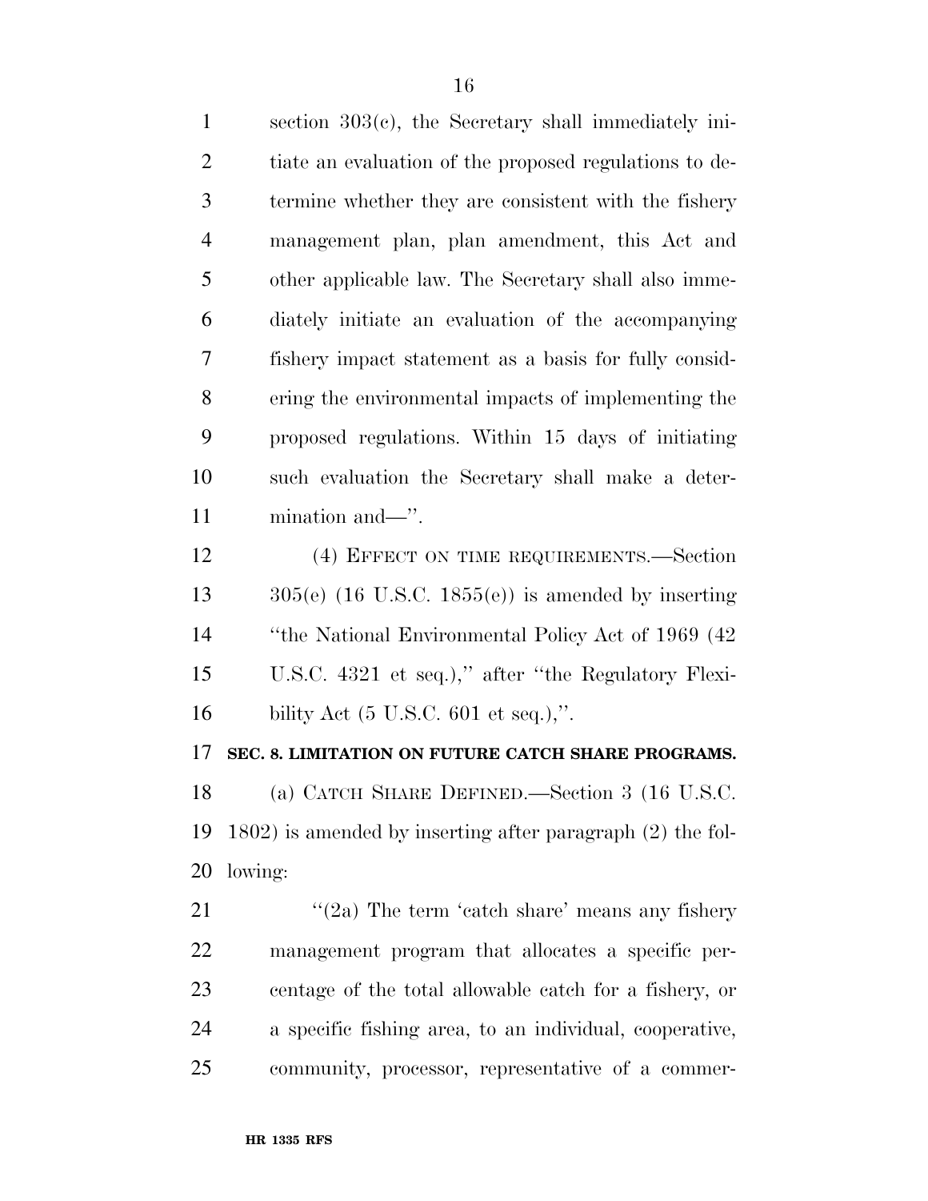section 303(c), the Secretary shall immediately initiate an evaluation of the proposed regulations to determine whether they are consistent with the fishery management plan, plan amendment, this Act and other applicable law. The Secretary shall also immediately initiate an evaluation of the accompanying fishery impact statement as a basis for fully considering the environmental impacts of implementing the proposed regulations. Within 15 days of initiating such evaluation the Secretary shall make a determination and—''.

(4) EFFECT ON TIME REQUIREMENTS.—Section 305(e) (16 U.S.C. 1855(e)) is amended by inserting ''the National Environmental Policy Act of 1969 (42 U.S.C. 4321 et seq.),'' after ''the Regulatory Flexibility Act (5 U.S.C. 601 et seq.),''.

**SEC. 8. LIMITATION ON FUTURE CATCH SHARE PROGRAMS.**

(a) CATCH SHARE DEFINED.—Section 3 (16 U.S.C. 1802) is amended by inserting after paragraph (2) the following:

''(2a) The term 'catch share' means any fishery management program that allocates a specific percentage of the total allowable catch for a fishery, or a specific fishing area, to an individual, cooperative, community, processor, representative of a commer-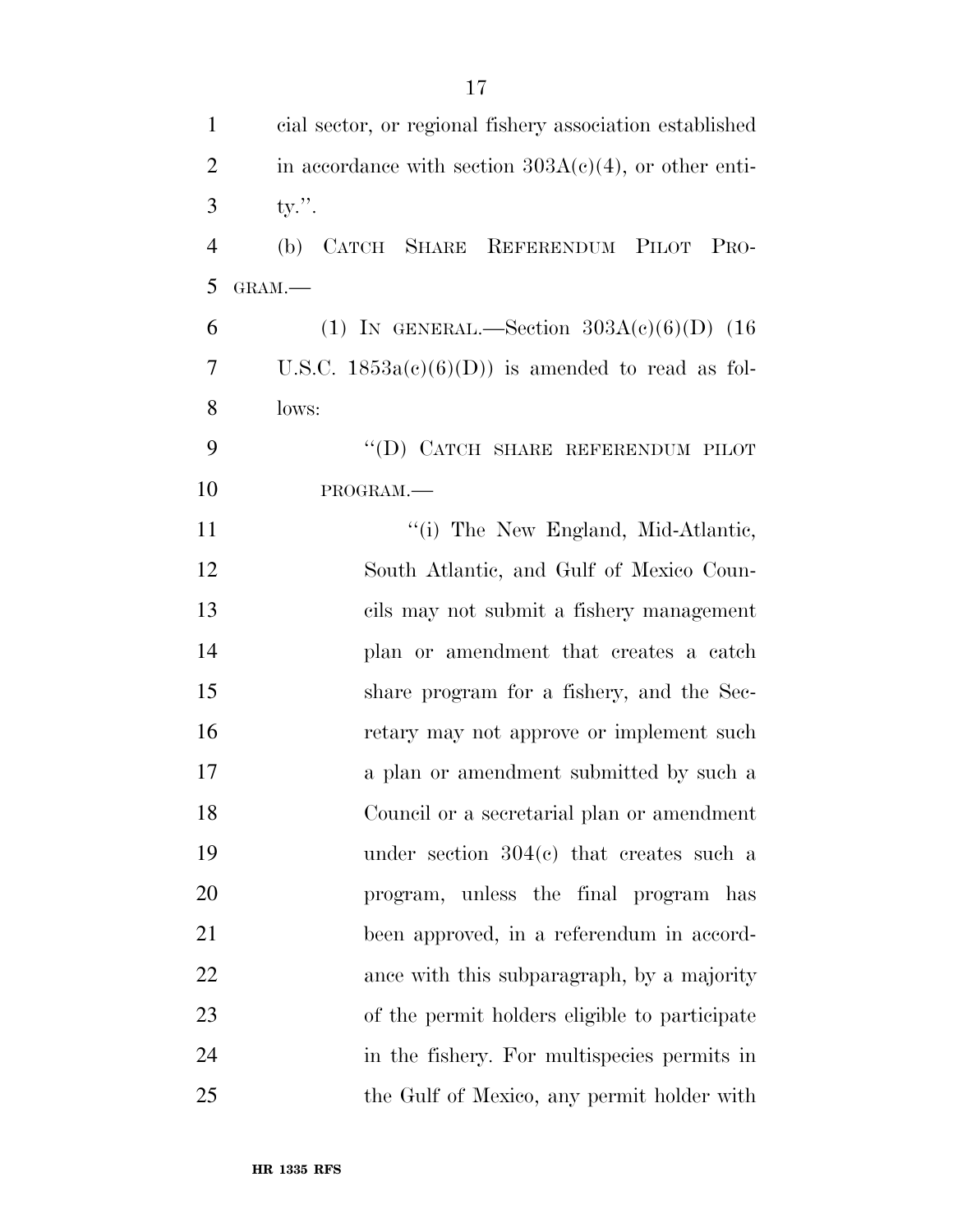cial sector, or regional fishery association established in accordance with section 303A(c)(4), or other entity.''.

(b) CATCH SHARE REFERENDUM PILOT PROGRAM.—

(1) IN GENERAL.—Section 303A(c)(6)(D) (16 U.S.C. 1853a(c)(6)(D)) is amended to read as follows:

''(D) CATCH SHARE REFERENDUM PILOT PROGRAM.—

''(i) The New England, Mid-Atlantic, South Atlantic, and Gulf of Mexico Councils may not submit a fishery management plan or amendment that creates a catch share program for a fishery, and the Secretary may not approve or implement such a plan or amendment submitted by such a Council or a secretarial plan or amendment under section 304(c) that creates such a program, unless the final program has been approved, in a referendum in accordance with this subparagraph, by a majority of the permit holders eligible to participate in the fishery. For multispecies permits in the Gulf of Mexico, any permit holder with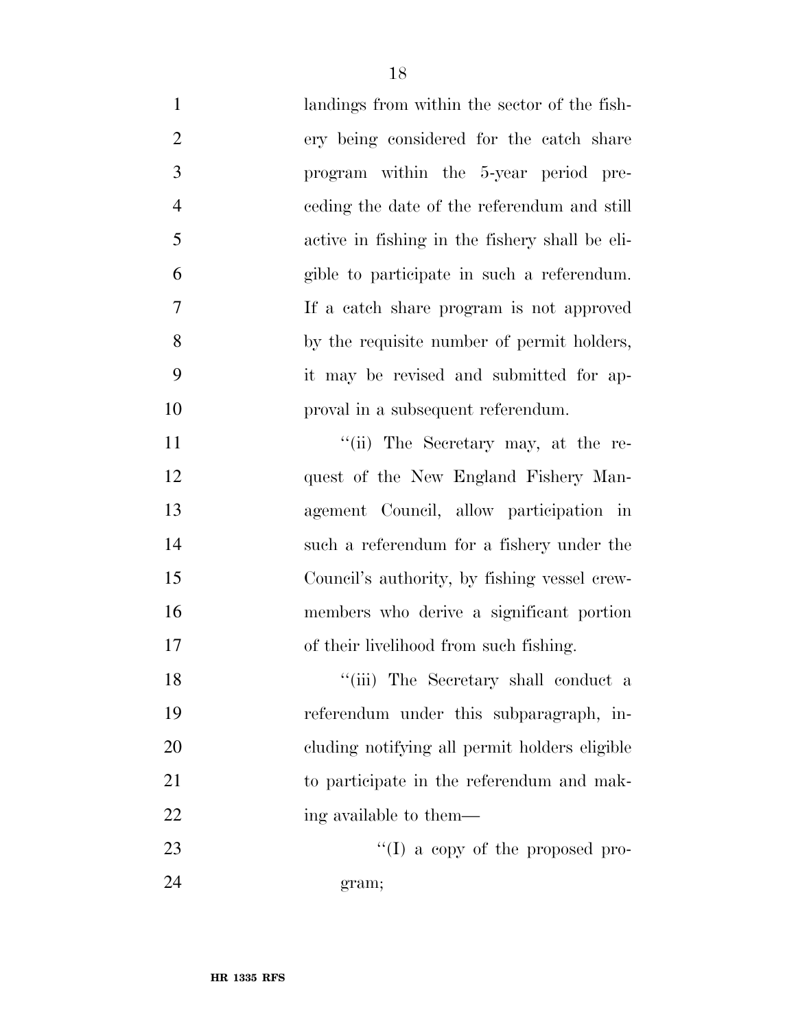landings from within the sector of the fishery being considered for the catch share program within the 5-year period preceding the date of the referendum and still active in fishing in the fishery shall be eligible to participate in such a referendum. If a catch share program is not approved by the requisite number of permit holders, it may be revised and submitted for approval in a subsequent referendum.

"(ii) The Secretary may, at the request of the New England Fishery Management Council, allow participation in such a referendum for a fishery under the Council's authority, by fishing vessel crewmembers who derive a significant portion of their livelihood from such fishing.

"(iii) The Secretary shall conduct a referendum under this subparagraph, including notifying all permit holders eligible to participate in the referendum and making available to them—

"(I) a copy of the proposed program;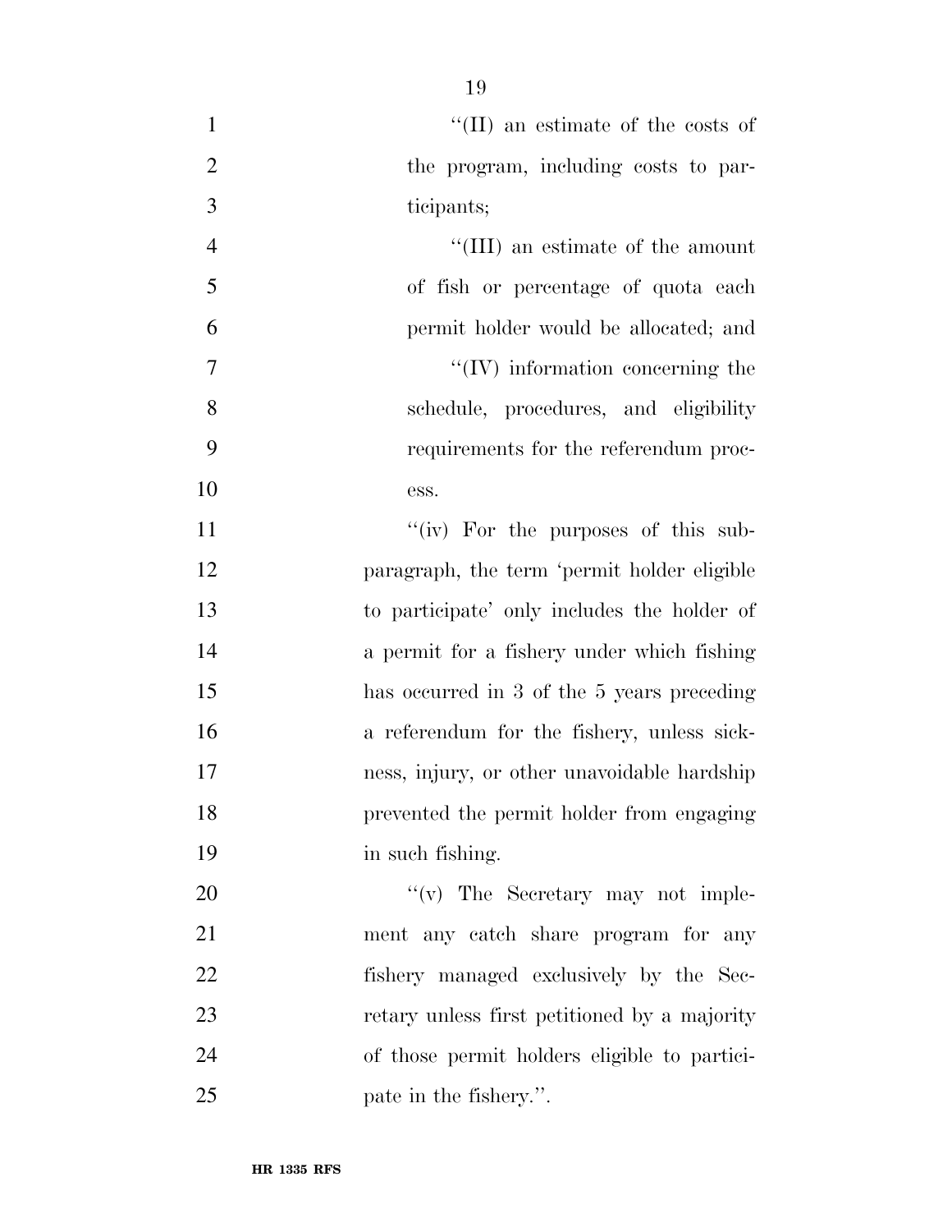''(II) an estimate of the costs of the program, including costs to participants;

''(III) an estimate of the amount of fish or percentage of quota each permit holder would be allocated; and

''(IV) information concerning the schedule, procedures, and eligibility requirements for the referendum process.

''(iv) For the purposes of this subparagraph, the term 'permit holder eligible to participate' only includes the holder of a permit for a fishery under which fishing has occurred in 3 of the 5 years preceding a referendum for the fishery, unless sickness, injury, or other unavoidable hardship prevented the permit holder from engaging in such fishing.

''(v) The Secretary may not implement any catch share program for any fishery managed exclusively by the Secretary unless first petitioned by a majority of those permit holders eligible to participate in the fishery.''.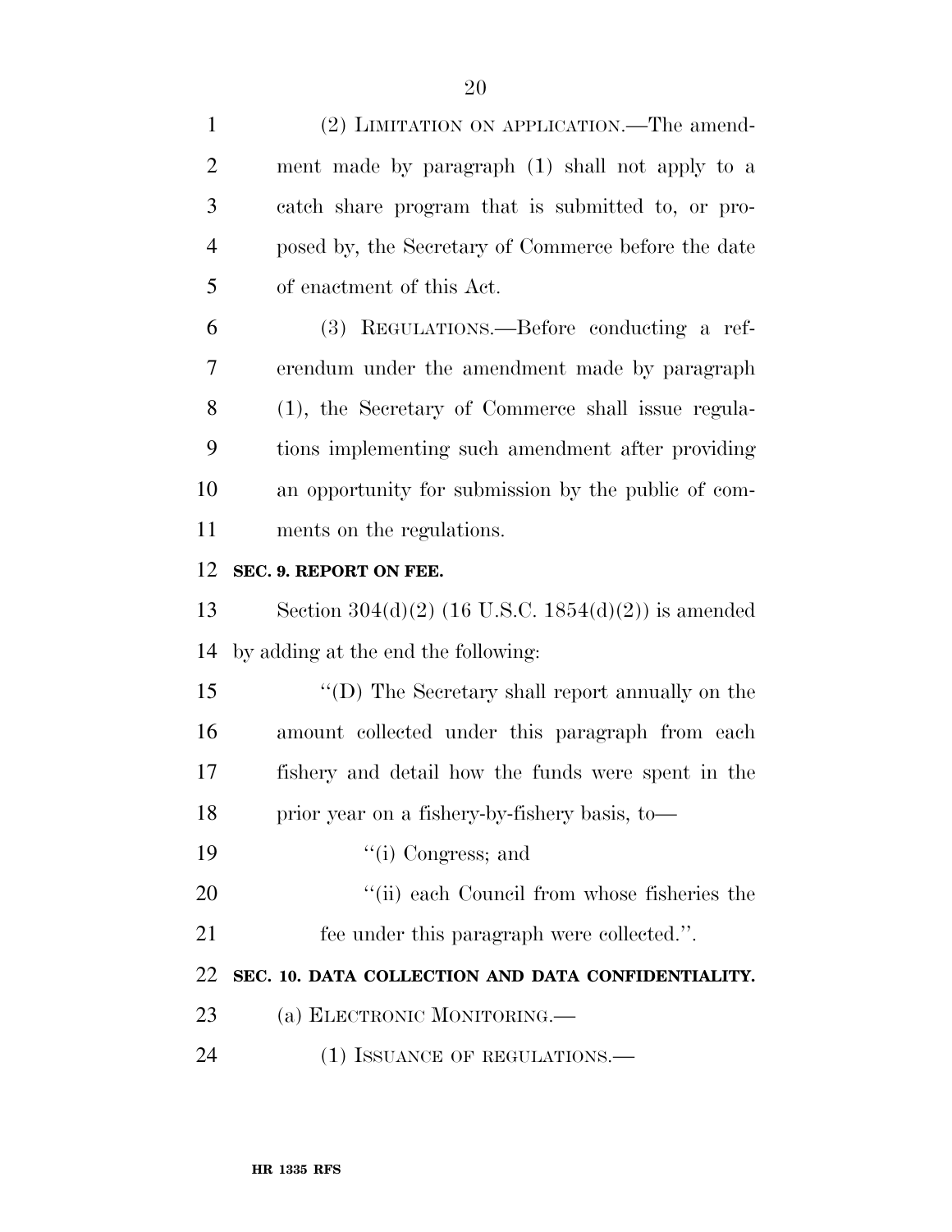(2) LIMITATION ON APPLICATION.—The amendment made by paragraph (1) shall not apply to a catch share program that is submitted to, or proposed by, the Secretary of Commerce before the date of enactment of this Act.

(3) REGULATIONS.—Before conducting a referendum under the amendment made by paragraph (1), the Secretary of Commerce shall issue regulations implementing such amendment after providing an opportunity for submission by the public of comments on the regulations.

**SEC. 9. REPORT ON FEE.**

Section 304(d)(2) (16 U.S.C. 1854(d)(2)) is amended by adding at the end the following:

"(D) The Secretary shall report annually on the amount collected under this paragraph from each fishery and detail how the funds were spent in the prior year on a fishery-by-fishery basis, to—

"(i) Congress; and

"(ii) each Council from whose fisheries the fee under this paragraph were collected.".

**SEC. 10. DATA COLLECTION AND DATA CONFIDENTIALITY.**

(a) ELECTRONIC MONITORING.—

(1) ISSUANCE OF REGULATIONS.—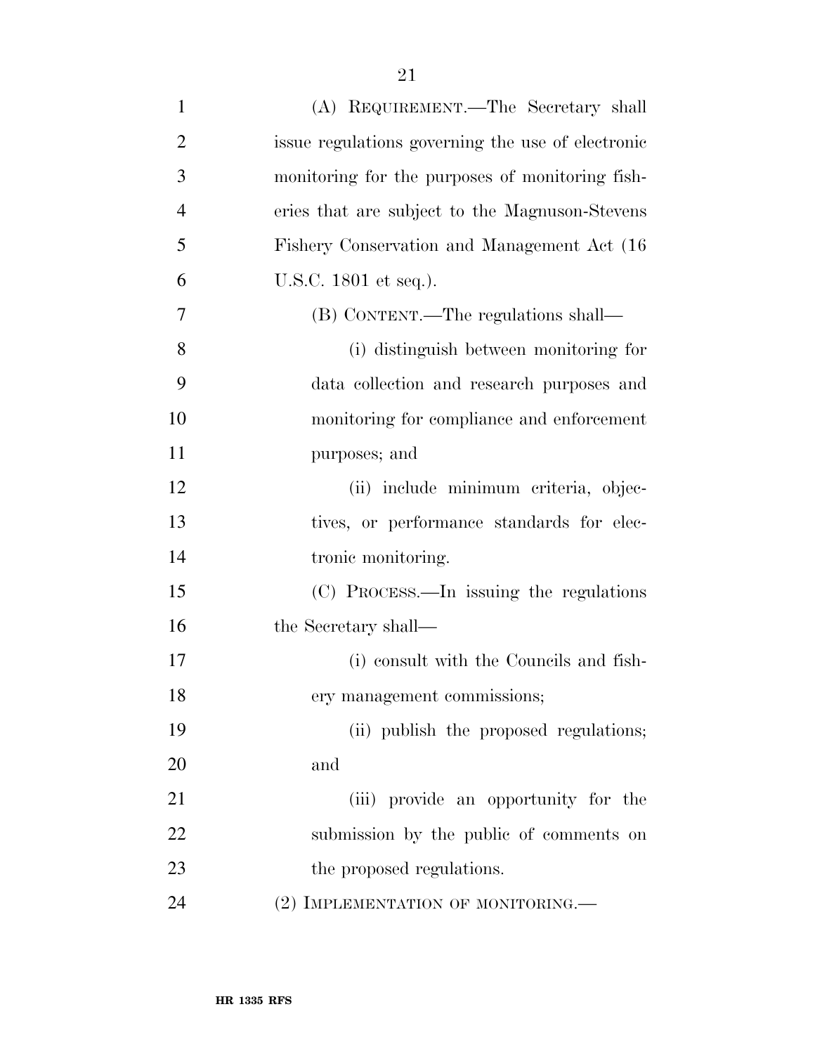(A) REQUIREMENT.—The Secretary shall issue regulations governing the use of electronic monitoring for the purposes of monitoring fisheries that are subject to the Magnuson-Stevens Fishery Conservation and Management Act (16 U.S.C. 1801 et seq.).

(B) CONTENT.—The regulations shall—

(i) distinguish between monitoring for data collection and research purposes and monitoring for compliance and enforcement purposes; and

(ii) include minimum criteria, objectives, or performance standards for electronic monitoring.

(C) PROCESS.—In issuing the regulations the Secretary shall—

(i) consult with the Councils and fishery management commissions;

(ii) publish the proposed regulations; and

(iii) provide an opportunity for the submission by the public of comments on the proposed regulations.

(2) IMPLEMENTATION OF MONITORING.—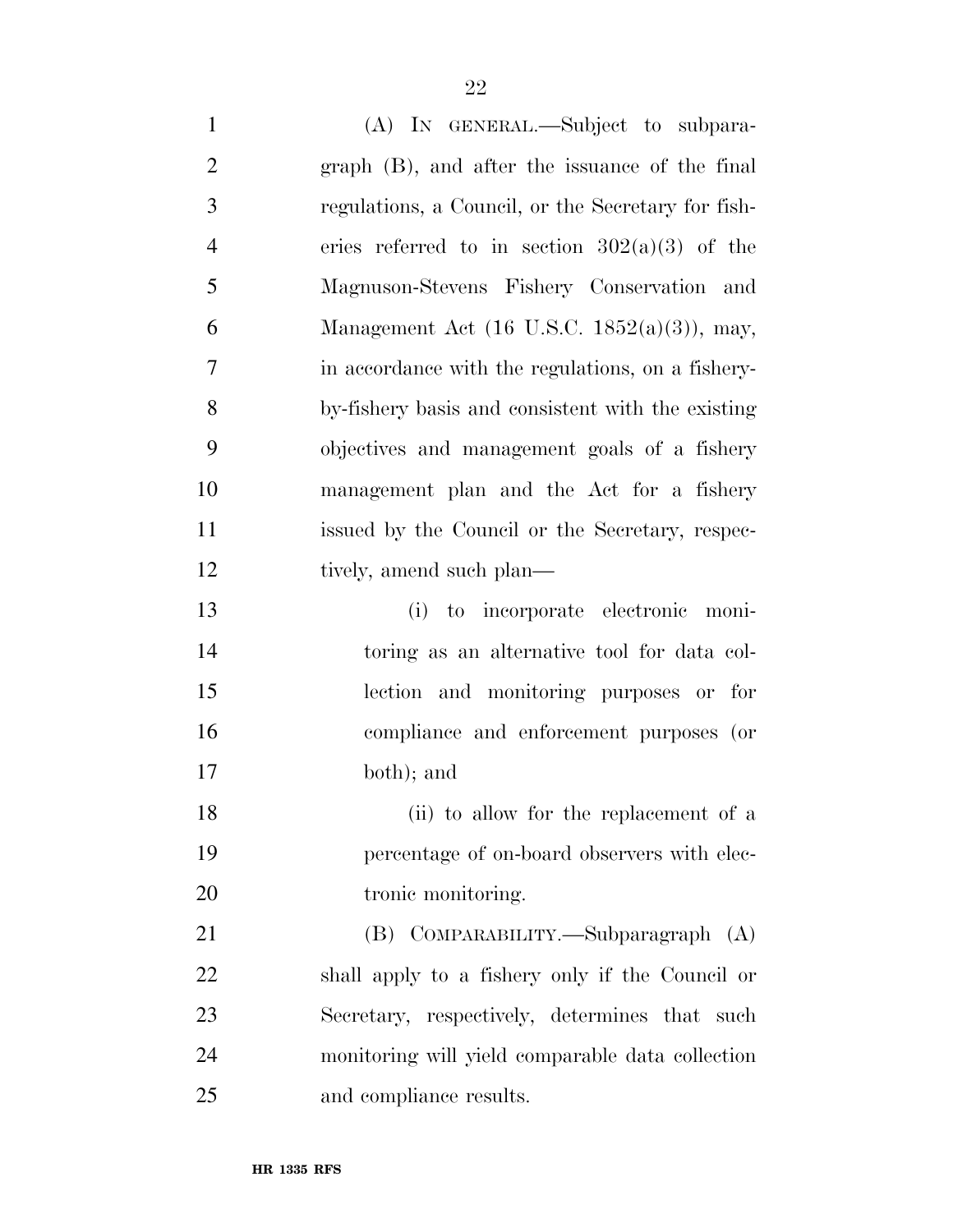(A) IN GENERAL.—Subject to subparagraph (B), and after the issuance of the final regulations, a Council, or the Secretary for fisheries referred to in section 302(a)(3) of the Magnuson-Stevens Fishery Conservation and Management Act (16 U.S.C. 1852(a)(3)), may, in accordance with the regulations, on a fishery-by-fishery basis and consistent with the existing objectives and management goals of a fishery management plan and the Act for a fishery issued by the Council or the Secretary, respectively, amend such plan—

(i) to incorporate electronic monitoring as an alternative tool for data collection and monitoring purposes or for compliance and enforcement purposes (or both); and

(ii) to allow for the replacement of a percentage of on-board observers with electronic monitoring.

(B) COMPARABILITY.—Subparagraph (A) shall apply to a fishery only if the Council or Secretary, respectively, determines that such monitoring will yield comparable data collection and compliance results.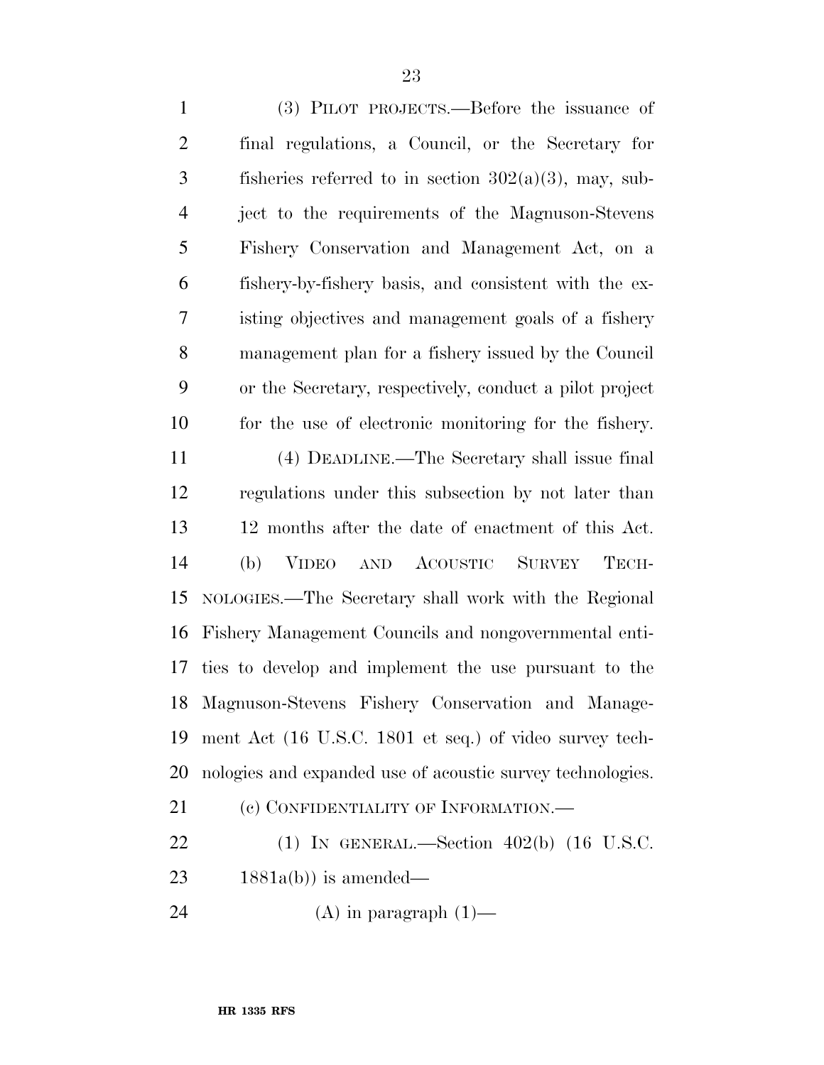(3) PILOT PROJECTS.—Before the issuance of final regulations, a Council, or the Secretary for fisheries referred to in section 302(a)(3), may, subject to the requirements of the Magnuson-Stevens Fishery Conservation and Management Act, on a fishery-by-fishery basis, and consistent with the existing objectives and management goals of a fishery management plan for a fishery issued by the Council or the Secretary, respectively, conduct a pilot project for the use of electronic monitoring for the fishery.

(4) DEADLINE.—The Secretary shall issue final regulations under this subsection by not later than 12 months after the date of enactment of this Act.

(b) VIDEO AND ACOUSTIC SURVEY TECHNOLOGIES.—The Secretary shall work with the Regional Fishery Management Councils and nongovernmental entities to develop and implement the use pursuant to the Magnuson-Stevens Fishery Conservation and Management Act (16 U.S.C. 1801 et seq.) of video survey technologies and expanded use of acoustic survey technologies.

(c) CONFIDENTIALITY OF INFORMATION.—

(1) IN GENERAL.—Section 402(b) (16 U.S.C. 1881a(b)) is amended—

(A) in paragraph (1)—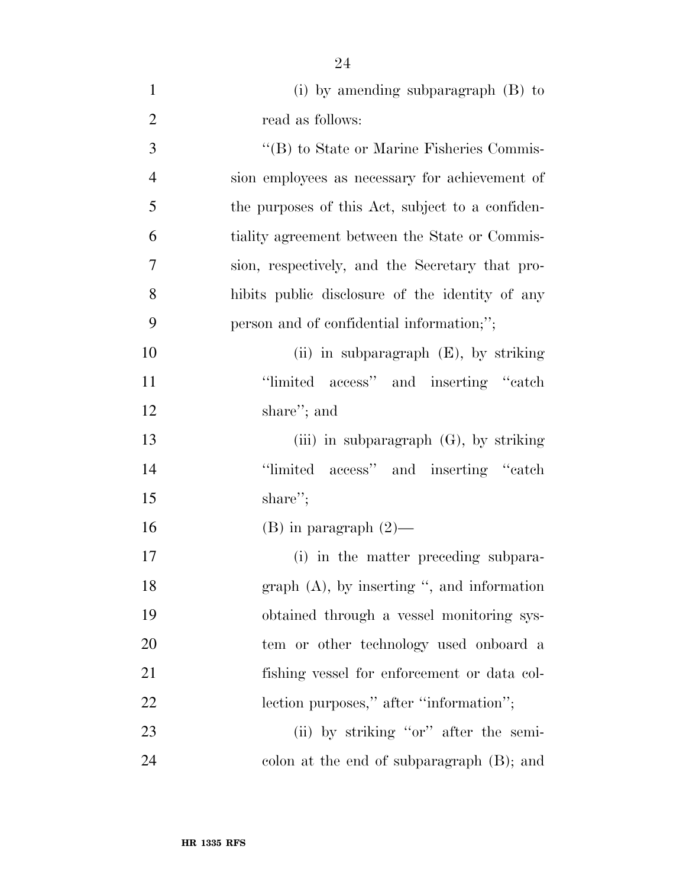(i) by amending subparagraph (B) to read as follows:

"(B) to State or Marine Fisheries Commission employees as necessary for achievement of the purposes of this Act, subject to a confidentiality agreement between the State or Commission, respectively, and the Secretary that prohibits public disclosure of the identity of any person and of confidential information;";

(ii) in subparagraph (E), by striking "limited access" and inserting "catch share"; and

(iii) in subparagraph (G), by striking "limited access" and inserting "catch share";

(B) in paragraph (2)—

(i) in the matter preceding subparagraph (A), by inserting ", and information obtained through a vessel monitoring system or other technology used onboard a fishing vessel for enforcement or data collection purposes," after "information";

(ii) by striking "or" after the semicolon at the end of subparagraph (B); and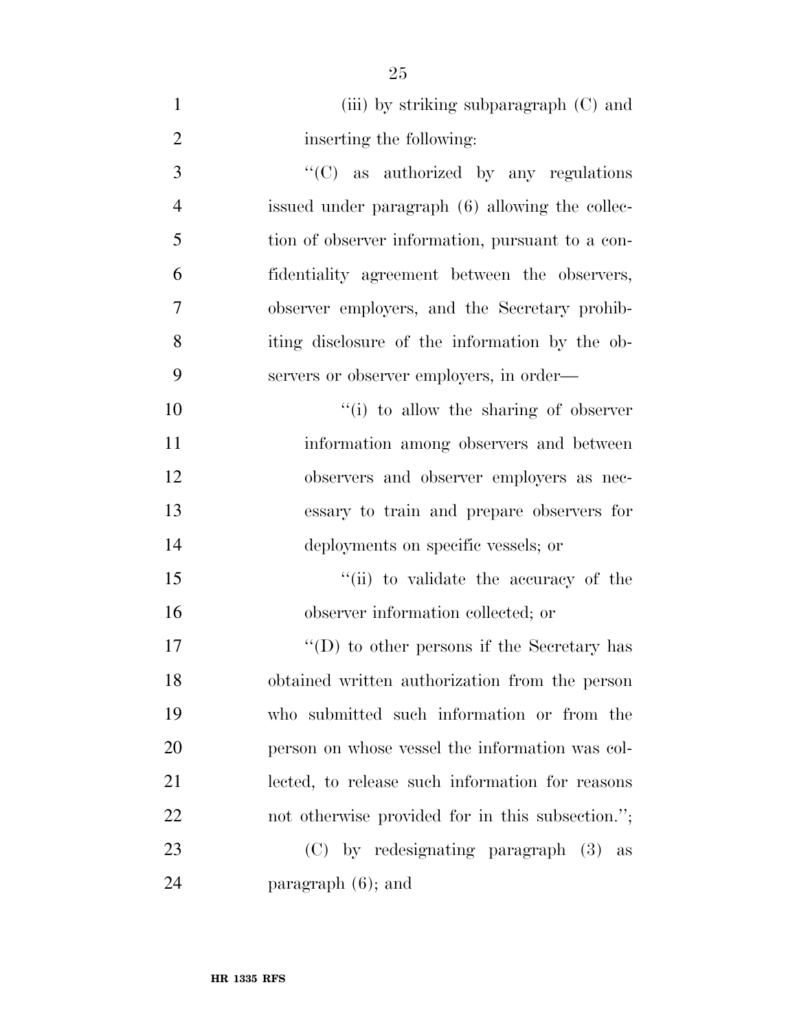(iii) by striking subparagraph (C) and inserting the following:

"(C) as authorized by any regulations issued under paragraph (6) allowing the collection of observer information, pursuant to a confidentiality agreement between the observers, observer employers, and the Secretary prohibiting disclosure of the information by the observers or observer employers, in order—

"(i) to allow the sharing of observer information among observers and between observers and observer employers as necessary to train and prepare observers for deployments on specific vessels; or

"(ii) to validate the accuracy of the observer information collected; or

"(D) to other persons if the Secretary has obtained written authorization from the person who submitted such information or from the person on whose vessel the information was collected, to release such information for reasons not otherwise provided for in this subsection.";

(C) by redesignating paragraph (3) as paragraph (6); and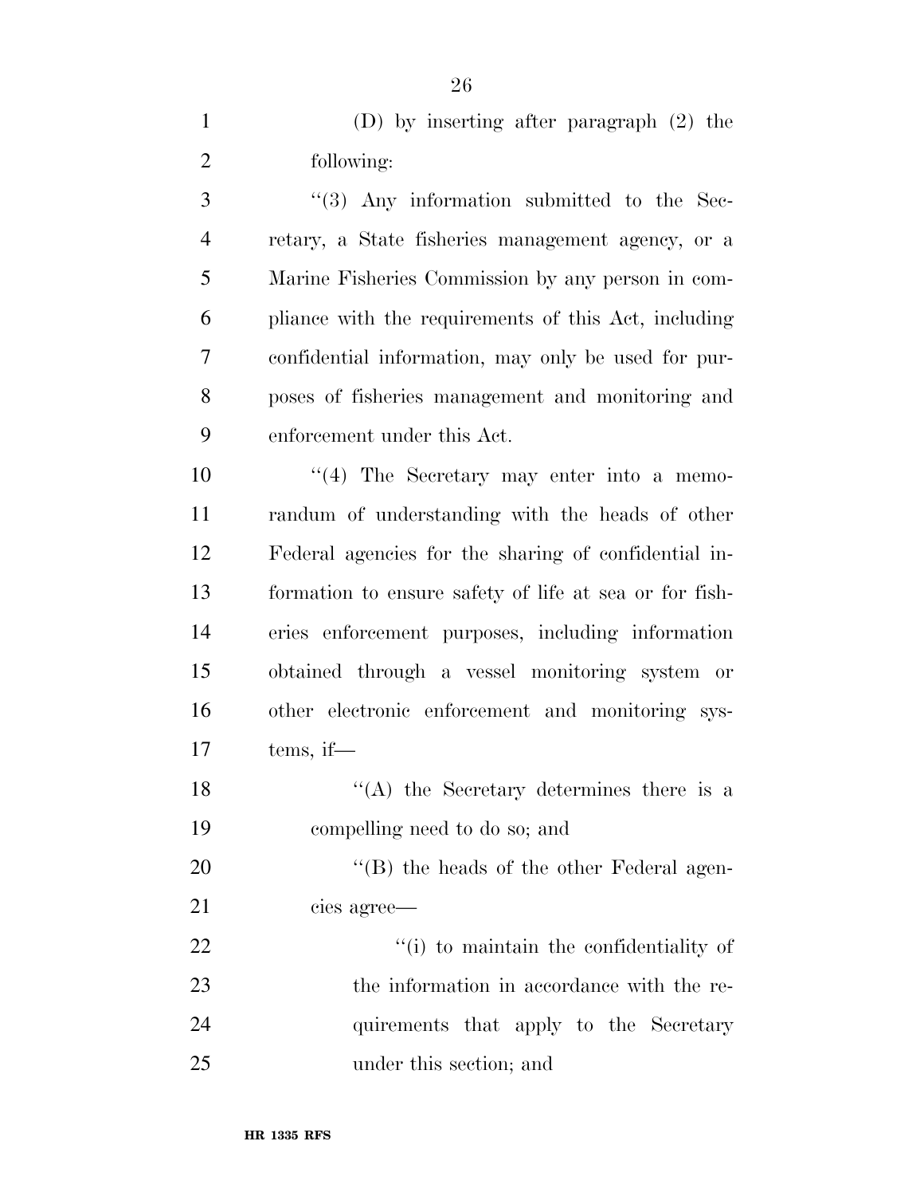(D) by inserting after paragraph (2) the following:

''(3) Any information submitted to the Secretary, a State fisheries management agency, or a Marine Fisheries Commission by any person in compliance with the requirements of this Act, including confidential information, may only be used for purposes of fisheries management and monitoring and enforcement under this Act.

''(4) The Secretary may enter into a memorandum of understanding with the heads of other Federal agencies for the sharing of confidential information to ensure safety of life at sea or for fisheries enforcement purposes, including information obtained through a vessel monitoring system or other electronic enforcement and monitoring systems, if—

''(A) the Secretary determines there is a compelling need to do so; and

''(B) the heads of the other Federal agencies agree—

''(i) to maintain the confidentiality of the information in accordance with the requirements that apply to the Secretary under this section; and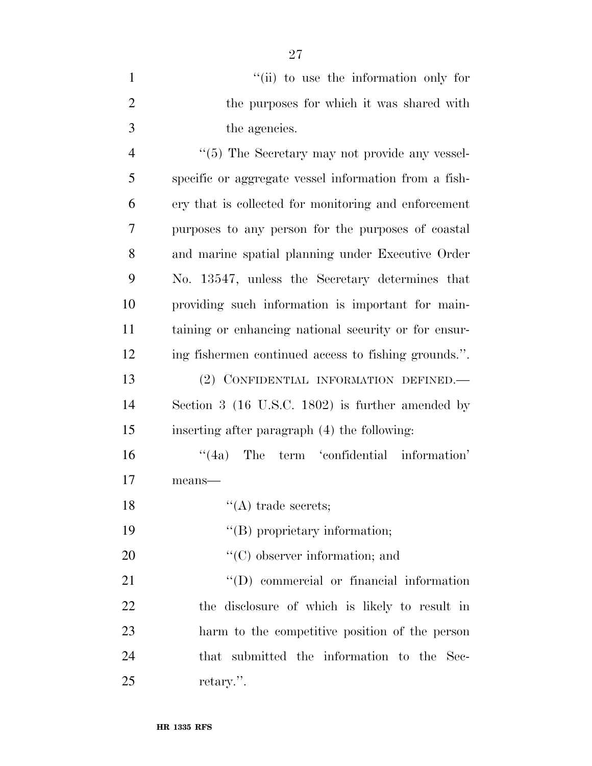"(ii) to use the information only for the purposes for which it was shared with the agencies.

"(5) The Secretary may not provide any vessel-specific or aggregate vessel information from a fishery that is collected for monitoring and enforcement purposes to any person for the purposes of coastal and marine spatial planning under Executive Order No. 13547, unless the Secretary determines that providing such information is important for maintaining or enhancing national security or for ensuring fishermen continued access to fishing grounds.".

(2) CONFIDENTIAL INFORMATION DEFINED.—Section 3 (16 U.S.C. 1802) is further amended by inserting after paragraph (4) the following:

"(4a) The term 'confidential information' means—

"(A) trade secrets;

"(B) proprietary information;

"(C) observer information; and

"(D) commercial or financial information the disclosure of which is likely to result in harm to the competitive position of the person that submitted the information to the Secretary.".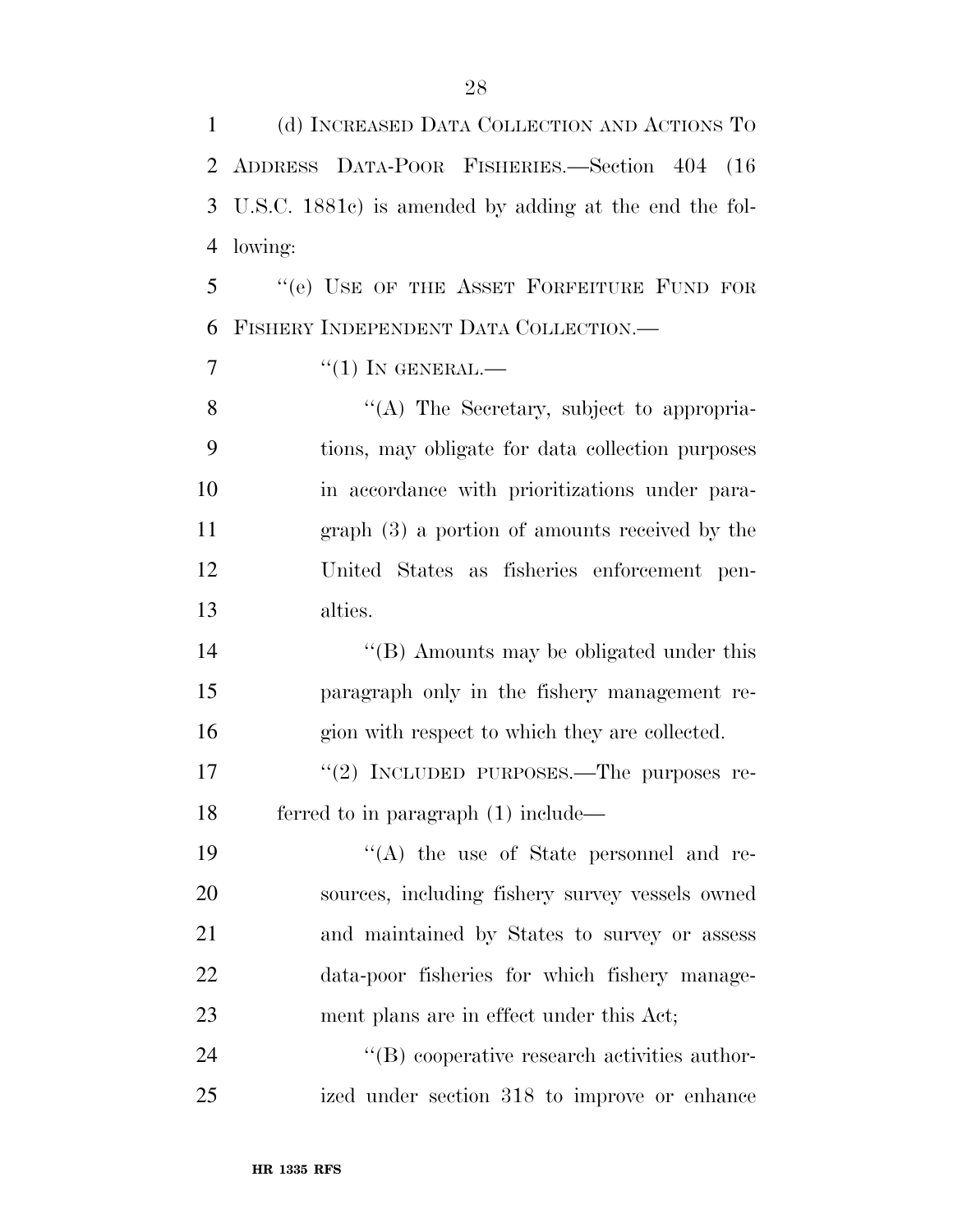(d) INCREASED DATA COLLECTION AND ACTIONS TO ADDRESS DATA-POOR FISHERIES.—Section 404 (16 U.S.C. 1881c) is amended by adding at the end the following:

"(e) USE OF THE ASSET FORFEITURE FUND FOR FISHERY INDEPENDENT DATA COLLECTION.—

"(1) IN GENERAL.—

"(A) The Secretary, subject to appropriations, may obligate for data collection purposes in accordance with prioritizations under paragraph (3) a portion of amounts received by the United States as fisheries enforcement penalties.

"(B) Amounts may be obligated under this paragraph only in the fishery management region with respect to which they are collected.

"(2) INCLUDED PURPOSES.—The purposes referred to in paragraph (1) include—

"(A) the use of State personnel and resources, including fishery survey vessels owned and maintained by States to survey or assess data-poor fisheries for which fishery management plans are in effect under this Act;

"(B) cooperative research activities authorized under section 318 to improve or enhance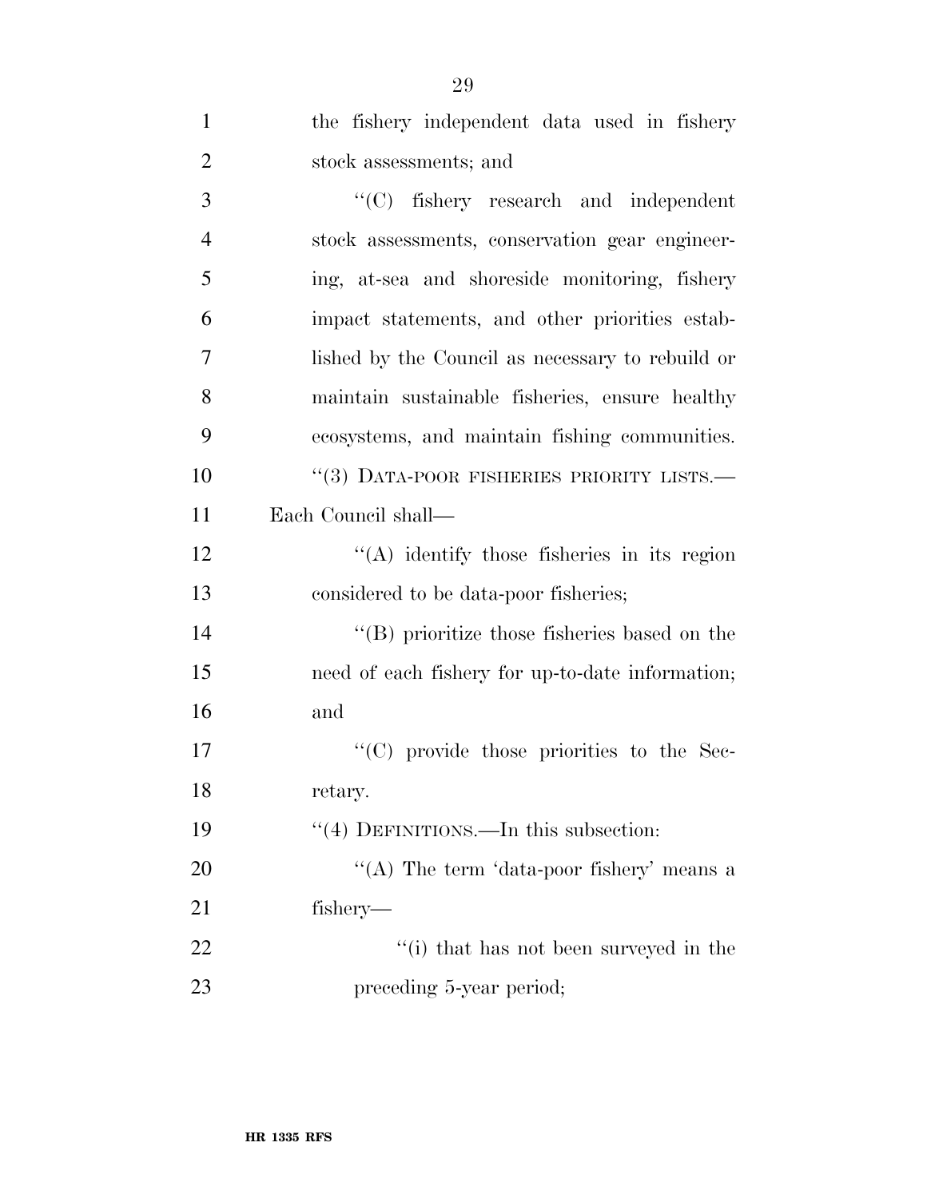the fishery independent data used in fishery stock assessments; and

''(C) fishery research and independent stock assessments, conservation gear engineering, at-sea and shoreside monitoring, fishery impact statements, and other priorities established by the Council as necessary to rebuild or maintain sustainable fisheries, ensure healthy ecosystems, and maintain fishing communities.

''(3) DATA-POOR FISHERIES PRIORITY LISTS.—Each Council shall—

''(A) identify those fisheries in its region considered to be data-poor fisheries;

''(B) prioritize those fisheries based on the need of each fishery for up-to-date information; and

''(C) provide those priorities to the Secretary.

''(4) DEFINITIONS.—In this subsection:

''(A) The term 'data-poor fishery' means a fishery—

''(i) that has not been surveyed in the preceding 5-year period;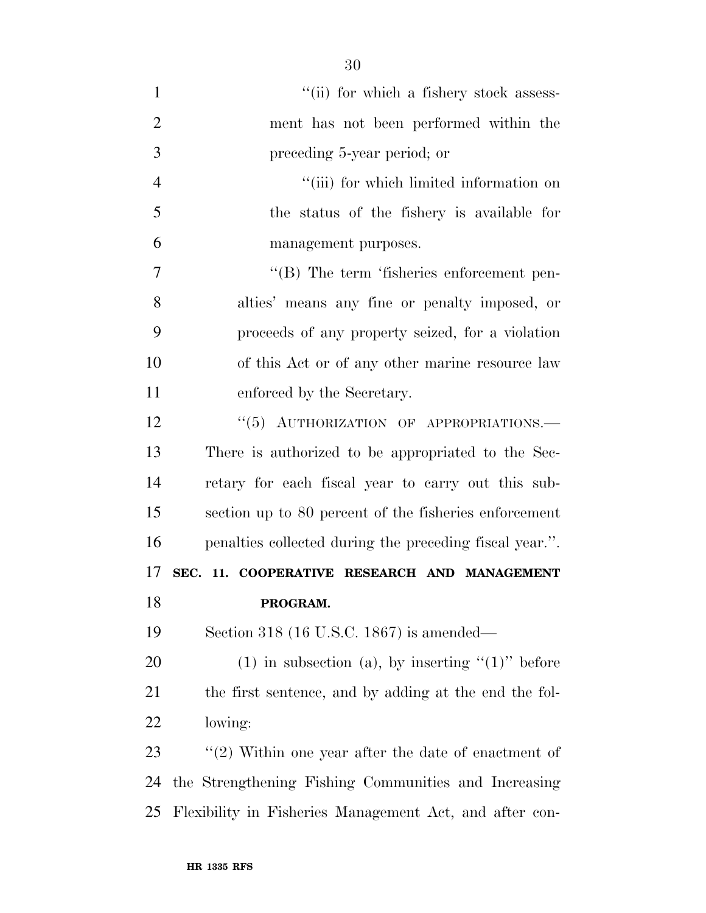"(ii) for which a fishery stock assessment has not been performed within the preceding 5-year period; or

"(iii) for which limited information on the status of the fishery is available for management purposes.

"(B) The term 'fisheries enforcement penalties' means any fine or penalty imposed, or proceeds of any property seized, for a violation of this Act or of any other marine resource law enforced by the Secretary.

"(5) AUTHORIZATION OF APPROPRIATIONS.—There is authorized to be appropriated to the Secretary for each fiscal year to carry out this subsection up to 80 percent of the fisheries enforcement penalties collected during the preceding fiscal year.".

**SEC. 11. COOPERATIVE RESEARCH AND MANAGEMENT PROGRAM.**

Section 318 (16 U.S.C. 1867) is amended—

(1) in subsection (a), by inserting "(1)" before the first sentence, and by adding at the end the following:

"(2) Within one year after the date of enactment of the Strengthening Fishing Communities and Increasing Flexibility in Fisheries Management Act, and after con-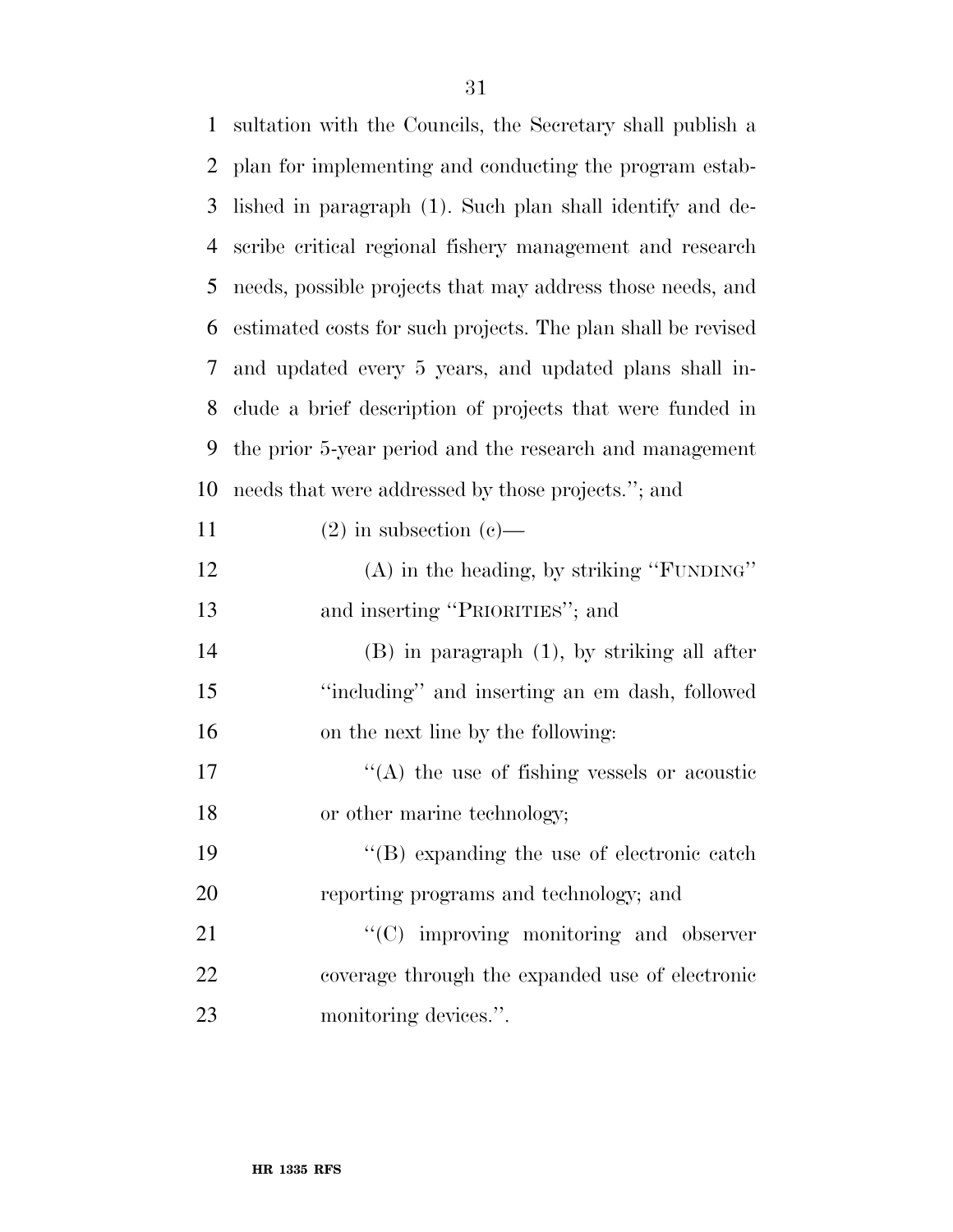sultation with the Councils, the Secretary shall publish a plan for implementing and conducting the program established in paragraph (1). Such plan shall identify and describe critical regional fishery management and research needs, possible projects that may address those needs, and estimated costs for such projects. The plan shall be revised and updated every 5 years, and updated plans shall include a brief description of projects that were funded in the prior 5-year period and the research and management needs that were addressed by those projects.''; and

(2) in subsection (c)—

(A) in the heading, by striking ''FUNDING'' and inserting ''PRIORITIES''; and

(B) in paragraph (1), by striking all after ''including'' and inserting an em dash, followed on the next line by the following:

''(A) the use of fishing vessels or acoustic or other marine technology;

''(B) expanding the use of electronic catch reporting programs and technology; and

''(C) improving monitoring and observer coverage through the expanded use of electronic monitoring devices.''.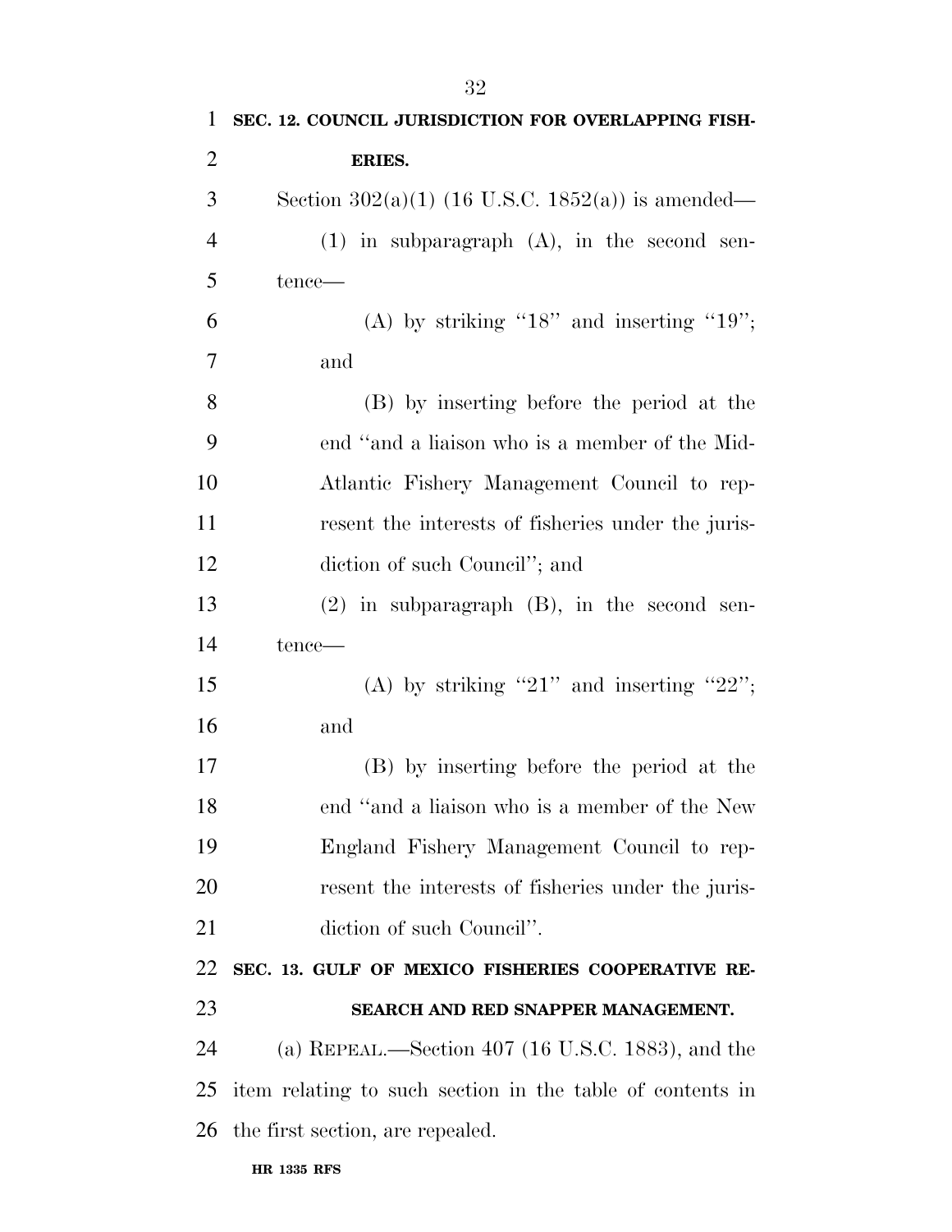**SEC. 12. COUNCIL JURISDICTION FOR OVERLAPPING FISHERIES.**

Section 302(a)(1) (16 U.S.C. 1852(a)) is amended—

(1) in subparagraph (A), in the second sentence—

(A) by striking "18" and inserting "19"; and

(B) by inserting before the period at the end "and a liaison who is a member of the Mid-Atlantic Fishery Management Council to represent the interests of fisheries under the jurisdiction of such Council"; and

(2) in subparagraph (B), in the second sentence—

(A) by striking "21" and inserting "22"; and

(B) by inserting before the period at the end "and a liaison who is a member of the New England Fishery Management Council to represent the interests of fisheries under the jurisdiction of such Council".

**SEC. 13. GULF OF MEXICO FISHERIES COOPERATIVE RESEARCH AND RED SNAPPER MANAGEMENT.**

(a) REPEAL.—Section 407 (16 U.S.C. 1883), and the item relating to such section in the table of contents in the first section, are repealed.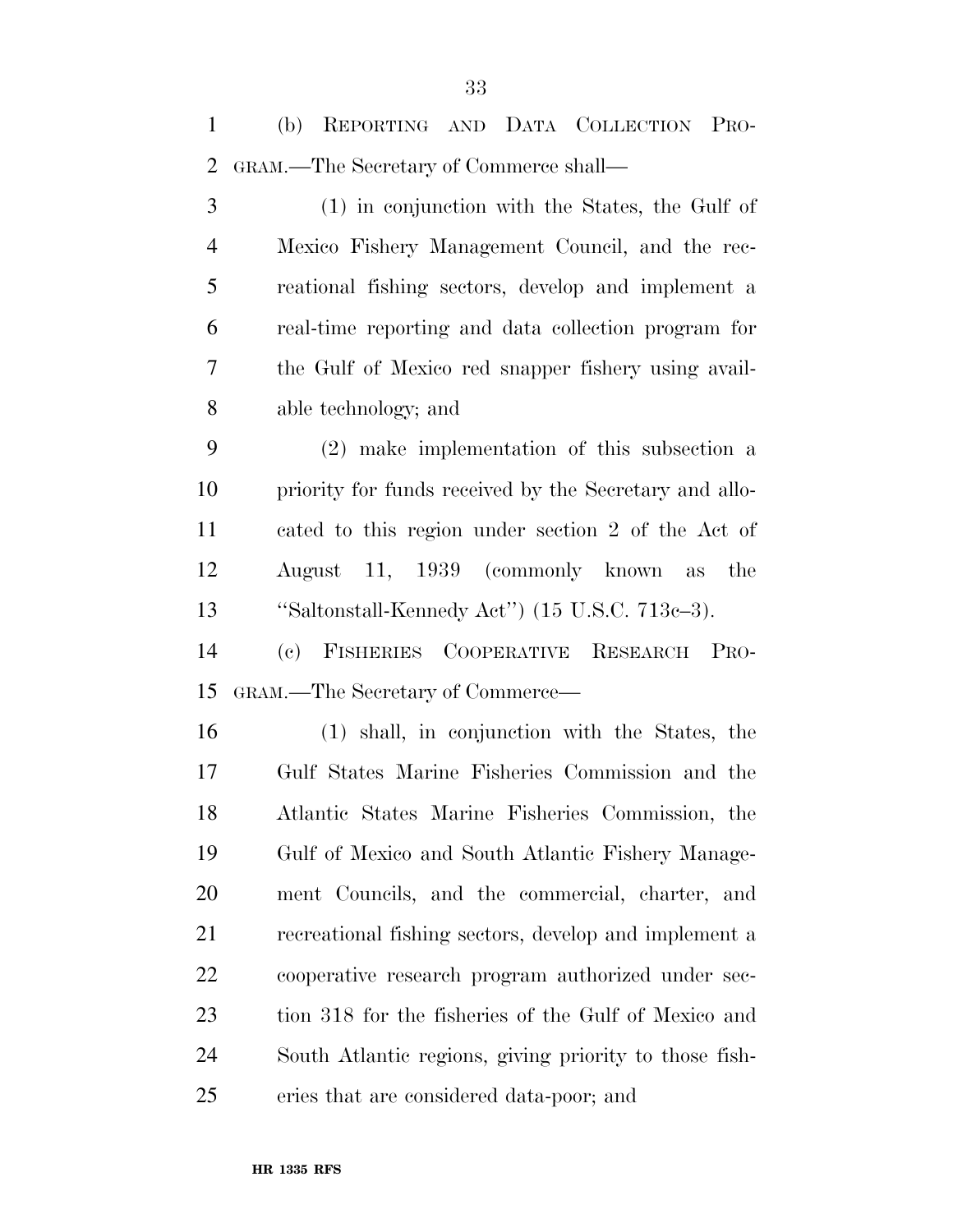(b) REPORTING AND DATA COLLECTION PROGRAM.—The Secretary of Commerce shall—

(1) in conjunction with the States, the Gulf of Mexico Fishery Management Council, and the recreational fishing sectors, develop and implement a real-time reporting and data collection program for the Gulf of Mexico red snapper fishery using available technology; and

(2) make implementation of this subsection a priority for funds received by the Secretary and allocated to this region under section 2 of the Act of August 11, 1939 (commonly known as the "Saltonstall-Kennedy Act") (15 U.S.C. 713c–3).

(c) FISHERIES COOPERATIVE RESEARCH PROGRAM.—The Secretary of Commerce—

(1) shall, in conjunction with the States, the Gulf States Marine Fisheries Commission and the Atlantic States Marine Fisheries Commission, the Gulf of Mexico and South Atlantic Fishery Management Councils, and the commercial, charter, and recreational fishing sectors, develop and implement a cooperative research program authorized under section 318 for the fisheries of the Gulf of Mexico and South Atlantic regions, giving priority to those fisheries that are considered data-poor; and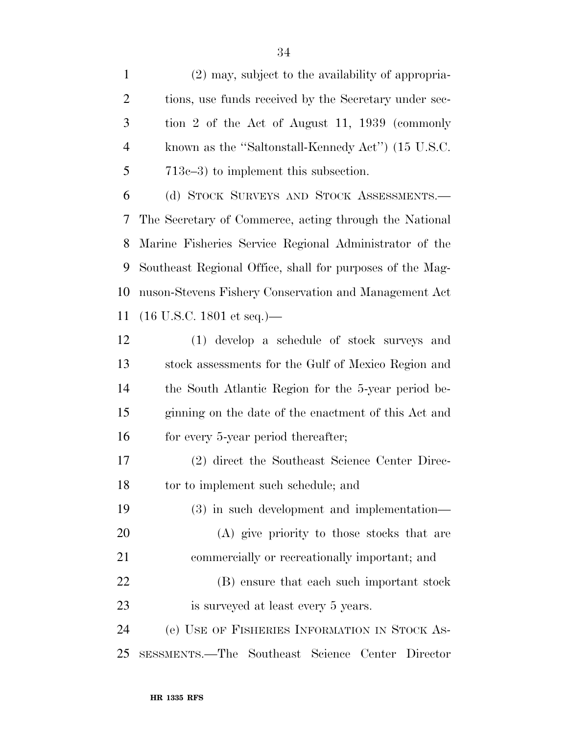(2) may, subject to the availability of appropriations, use funds received by the Secretary under section 2 of the Act of August 11, 1939 (commonly known as the ''Saltonstall-Kennedy Act'') (15 U.S.C. 713c–3) to implement this subsection.

(d) STOCK SURVEYS AND STOCK ASSESSMENTS.—The Secretary of Commerce, acting through the National Marine Fisheries Service Regional Administrator of the Southeast Regional Office, shall for purposes of the Magnuson-Stevens Fishery Conservation and Management Act (16 U.S.C. 1801 et seq.)—

(1) develop a schedule of stock surveys and stock assessments for the Gulf of Mexico Region and the South Atlantic Region for the 5-year period beginning on the date of the enactment of this Act and for every 5-year period thereafter;

(2) direct the Southeast Science Center Director to implement such schedule; and

(3) in such development and implementation—

(A) give priority to those stocks that are commercially or recreationally important; and

(B) ensure that each such important stock is surveyed at least every 5 years.

(e) USE OF FISHERIES INFORMATION IN STOCK ASSESSMENTS.—The Southeast Science Center Director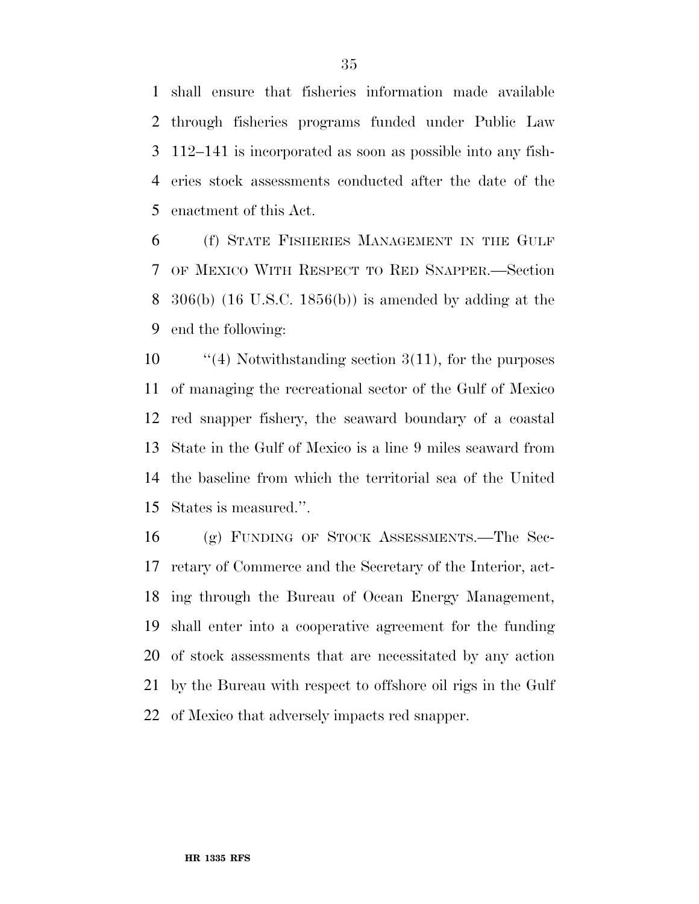shall ensure that fisheries information made available through fisheries programs funded under Public Law 112–141 is incorporated as soon as possible into any fisheries stock assessments conducted after the date of the enactment of this Act.

(f) STATE FISHERIES MANAGEMENT IN THE GULF OF MEXICO WITH RESPECT TO RED SNAPPER.—Section 306(b) (16 U.S.C. 1856(b)) is amended by adding at the end the following:

''(4) Notwithstanding section 3(11), for the purposes of managing the recreational sector of the Gulf of Mexico red snapper fishery, the seaward boundary of a coastal State in the Gulf of Mexico is a line 9 miles seaward from the baseline from which the territorial sea of the United States is measured.''.

(g) FUNDING OF STOCK ASSESSMENTS.—The Secretary of Commerce and the Secretary of the Interior, acting through the Bureau of Ocean Energy Management, shall enter into a cooperative agreement for the funding of stock assessments that are necessitated by any action by the Bureau with respect to offshore oil rigs in the Gulf of Mexico that adversely impacts red snapper.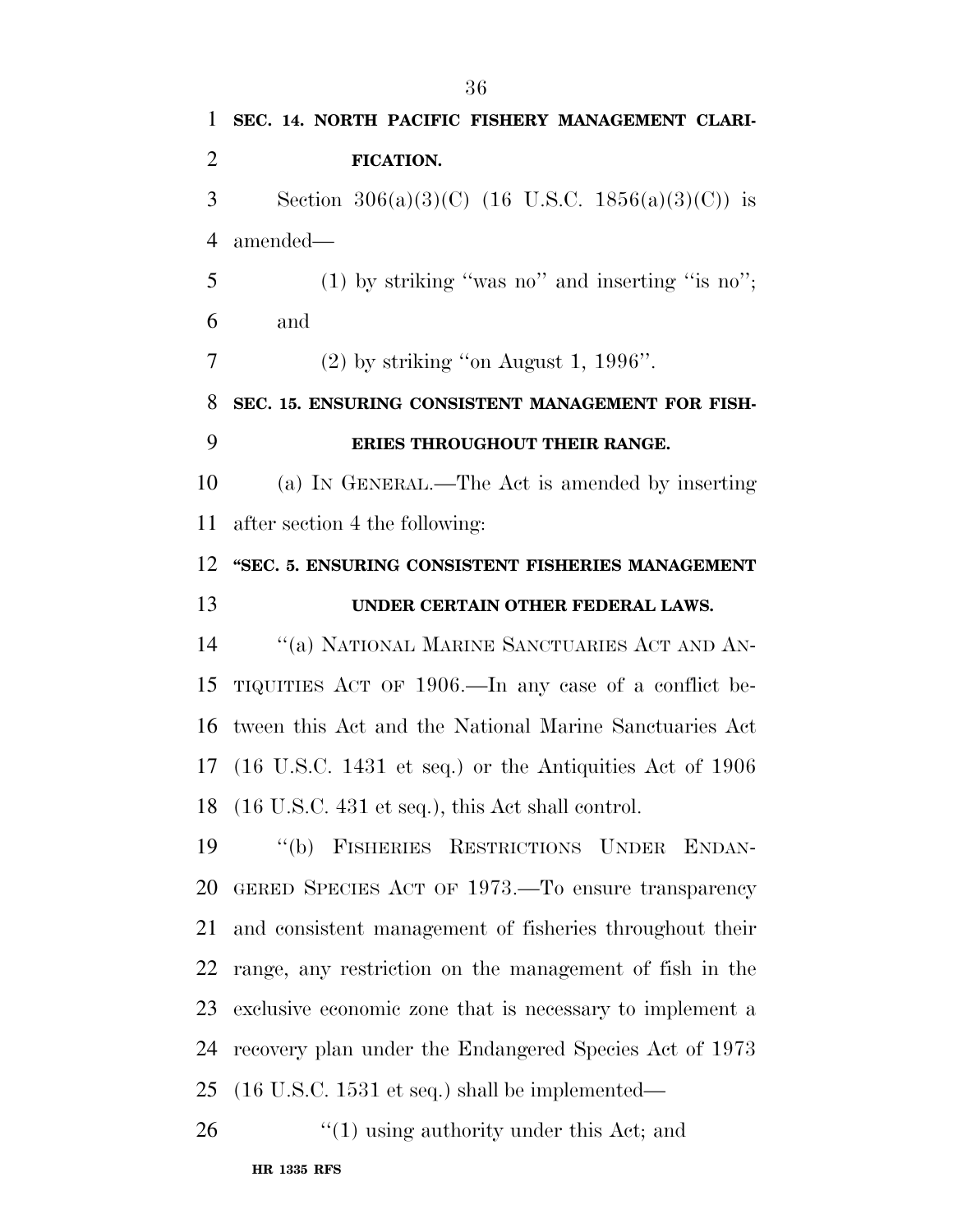**SEC. 14. NORTH PACIFIC FISHERY MANAGEMENT CLARIFICATION.**

Section 306(a)(3)(C) (16 U.S.C. 1856(a)(3)(C)) is amended—

(1) by striking ''was no'' and inserting ''is no''; and

(2) by striking ''on August 1, 1996''.

**SEC. 15. ENSURING CONSISTENT MANAGEMENT FOR FISHERIES THROUGHOUT THEIR RANGE.**

(a) IN GENERAL.—The Act is amended by inserting after section 4 the following:

**''SEC. 5. ENSURING CONSISTENT FISHERIES MANAGEMENT UNDER CERTAIN OTHER FEDERAL LAWS.**

''(a) NATIONAL MARINE SANCTUARIES ACT AND ANTIQUITIES ACT OF 1906.—In any case of a conflict between this Act and the National Marine Sanctuaries Act (16 U.S.C. 1431 et seq.) or the Antiquities Act of 1906 (16 U.S.C. 431 et seq.), this Act shall control.

''(b) FISHERIES RESTRICTIONS UNDER ENDANGERED SPECIES ACT OF 1973.—To ensure transparency and consistent management of fisheries throughout their range, any restriction on the management of fish in the exclusive economic zone that is necessary to implement a recovery plan under the Endangered Species Act of 1973 (16 U.S.C. 1531 et seq.) shall be implemented—

''(1) using authority under this Act; and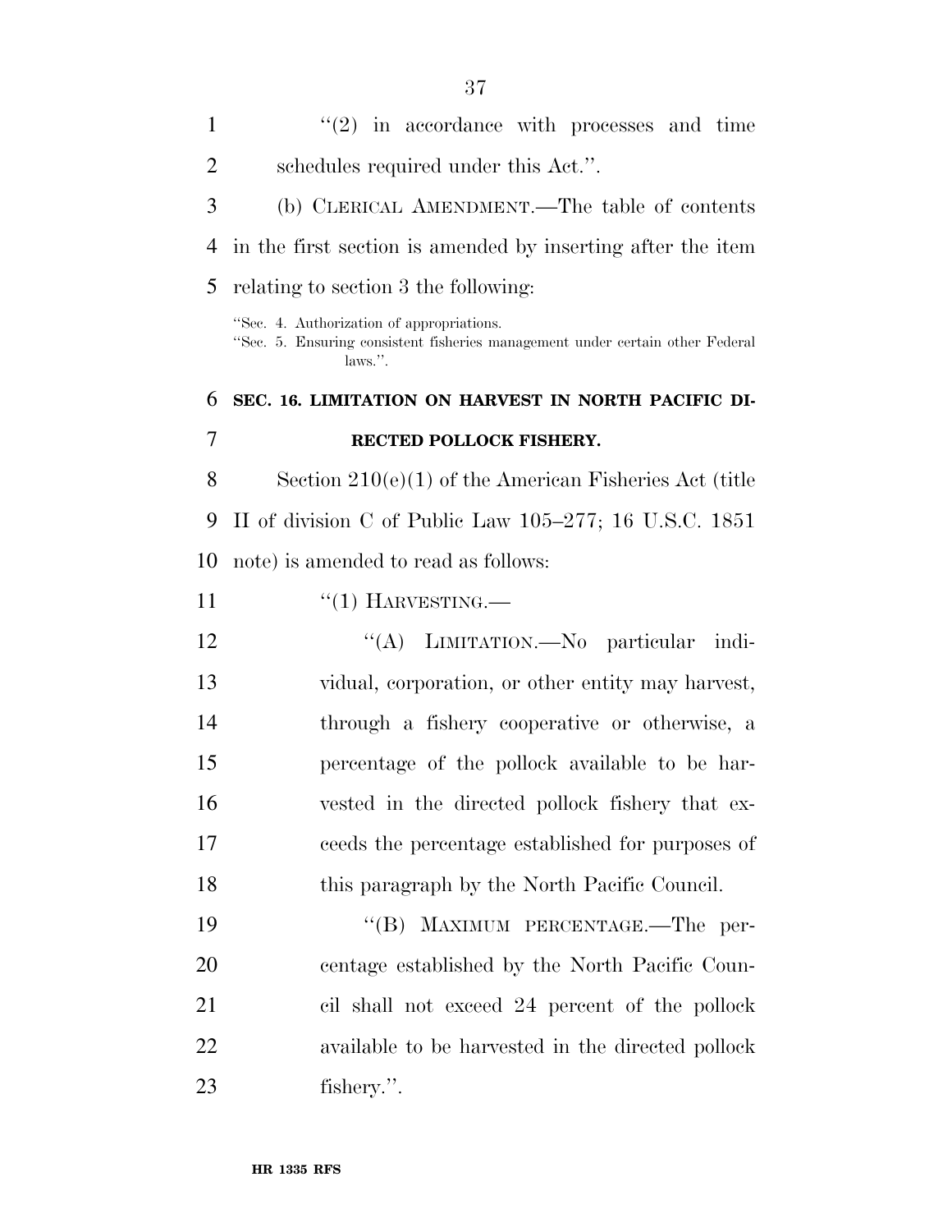"(2) in accordance with processes and time schedules required under this Act.".

(b) CLERICAL AMENDMENT.—The table of contents in the first section is amended by inserting after the item relating to section 3 the following:

"Sec. 4. Authorization of appropriations.
"Sec. 5. Ensuring consistent fisheries management under certain other Federal laws.".

## SEC. 16. LIMITATION ON HARVEST IN NORTH PACIFIC DIRECTED POLLOCK FISHERY.

Section 210(e)(1) of the American Fisheries Act (title II of division C of Public Law 105–277; 16 U.S.C. 1851 note) is amended to read as follows:

"(1) HARVESTING.—

"(A) LIMITATION.—No particular individual, corporation, or other entity may harvest, through a fishery cooperative or otherwise, a percentage of the pollock available to be harvested in the directed pollock fishery that exceeds the percentage established for purposes of this paragraph by the North Pacific Council.

"(B) MAXIMUM PERCENTAGE.—The percentage established by the North Pacific Council shall not exceed 24 percent of the pollock available to be harvested in the directed pollock fishery.".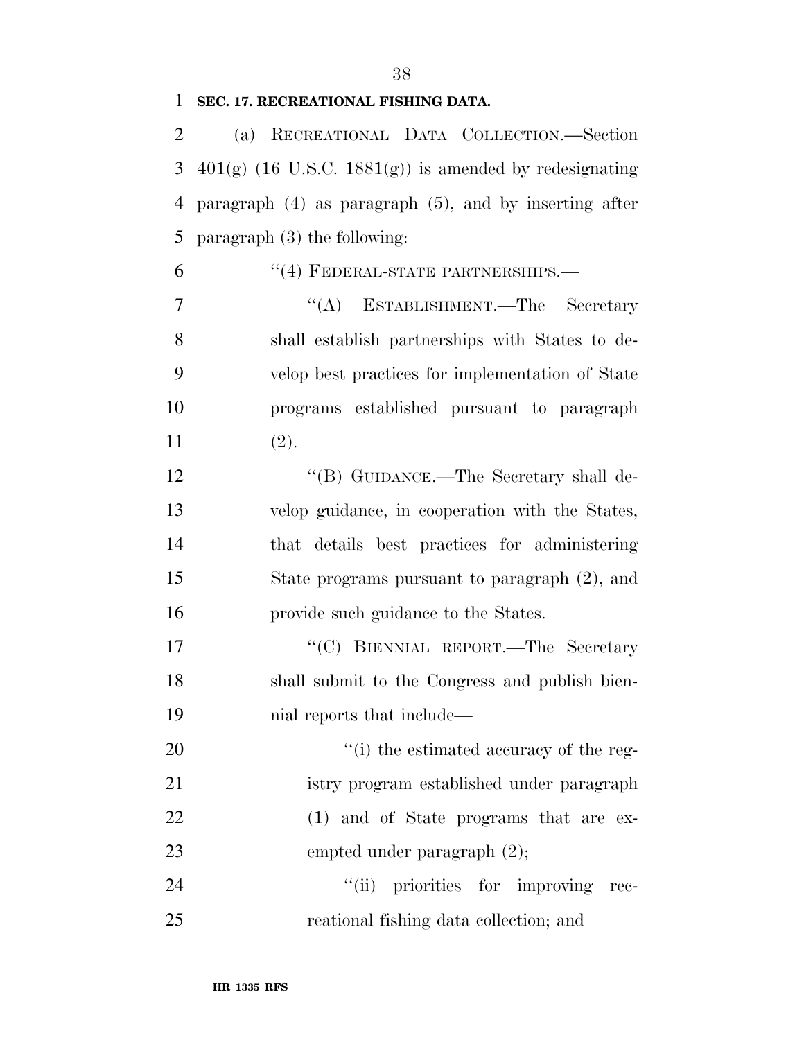**SEC. 17. RECREATIONAL FISHING DATA.**

(a) RECREATIONAL DATA COLLECTION.—Section 401(g) (16 U.S.C. 1881(g)) is amended by redesignating paragraph (4) as paragraph (5), and by inserting after paragraph (3) the following:

"(4) FEDERAL-STATE PARTNERSHIPS.—

"(A) ESTABLISHMENT.—The Secretary shall establish partnerships with States to develop best practices for implementation of State programs established pursuant to paragraph (2).

"(B) GUIDANCE.—The Secretary shall develop guidance, in cooperation with the States, that details best practices for administering State programs pursuant to paragraph (2), and provide such guidance to the States.

"(C) BIENNIAL REPORT.—The Secretary shall submit to the Congress and publish biennial reports that include—

"(i) the estimated accuracy of the registry program established under paragraph (1) and of State programs that are exempted under paragraph (2);

"(ii) priorities for improving recreational fishing data collection; and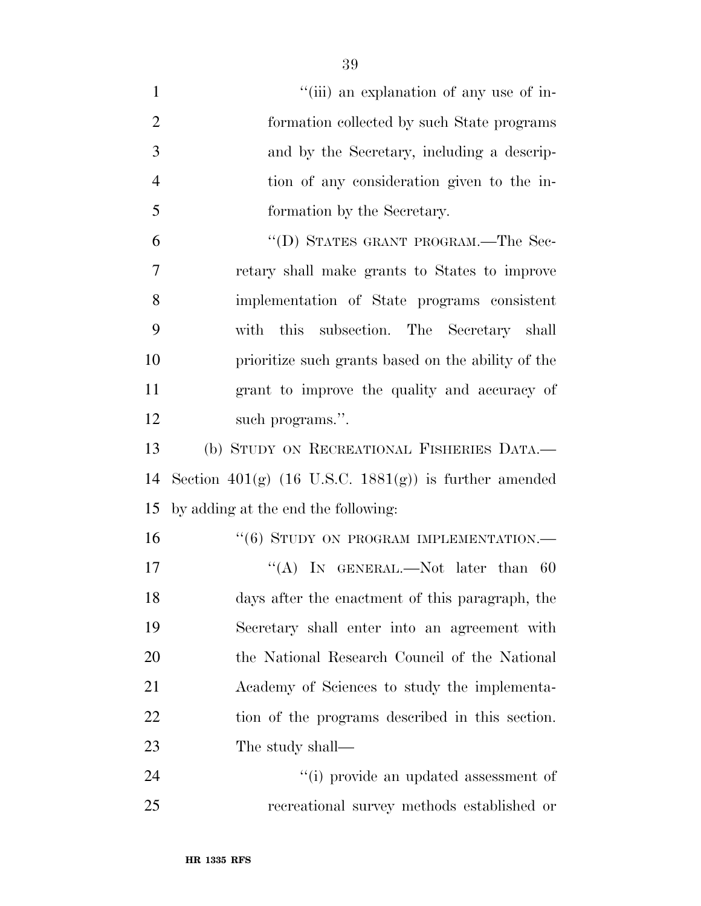"(iii) an explanation of any use of information collected by such State programs and by the Secretary, including a description of any consideration given to the information by the Secretary.

"(D) STATES GRANT PROGRAM.—The Secretary shall make grants to States to improve implementation of State programs consistent with this subsection. The Secretary shall prioritize such grants based on the ability of the grant to improve the quality and accuracy of such programs.".

(b) STUDY ON RECREATIONAL FISHERIES DATA.—Section 401(g) (16 U.S.C. 1881(g)) is further amended by adding at the end the following:

"(6) STUDY ON PROGRAM IMPLEMENTATION.—

"(A) IN GENERAL.—Not later than 60 days after the enactment of this paragraph, the Secretary shall enter into an agreement with the National Research Council of the National Academy of Sciences to study the implementation of the programs described in this section. The study shall—

"(i) provide an updated assessment of recreational survey methods established or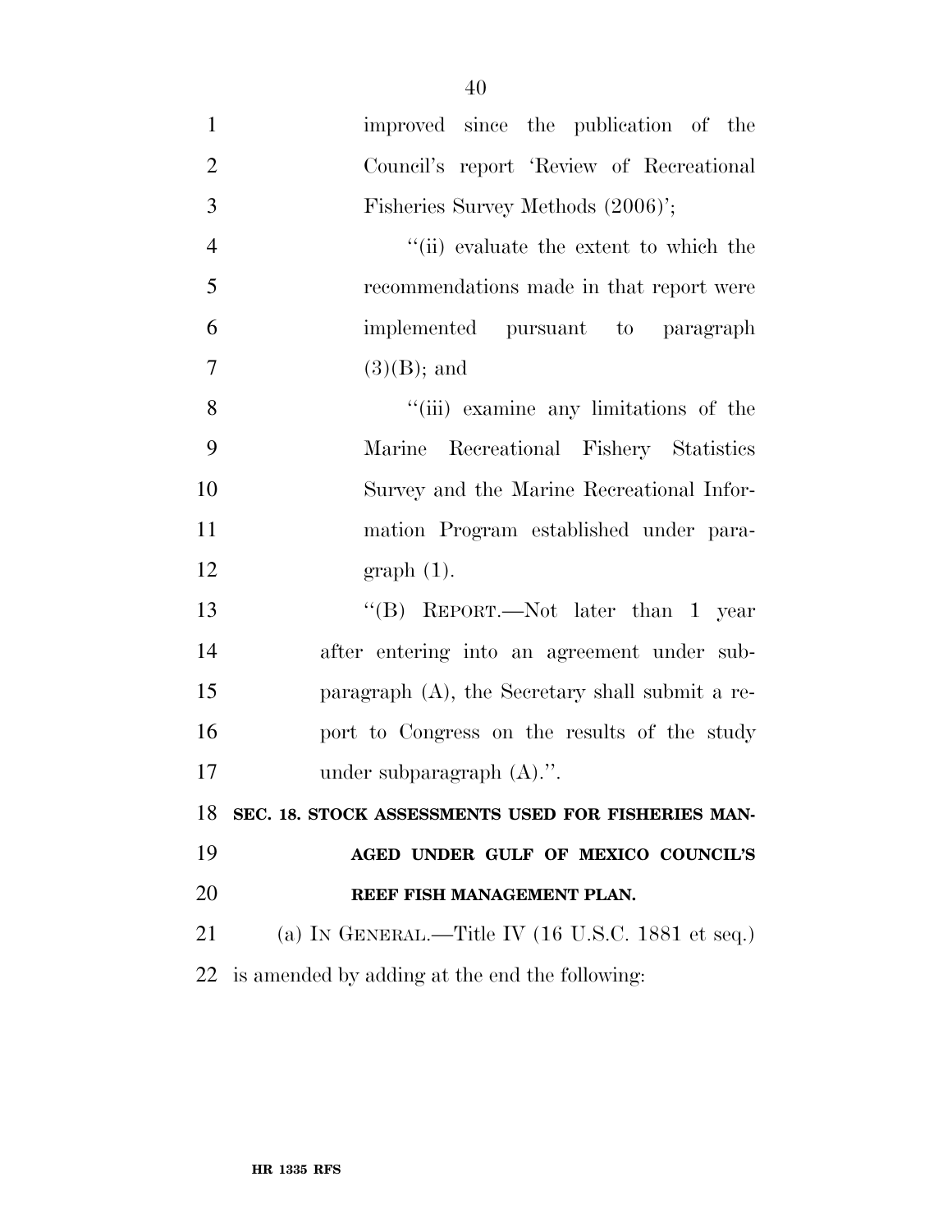improved since the publication of the Council's report 'Review of Recreational Fisheries Survey Methods (2006)';

''(ii) evaluate the extent to which the recommendations made in that report were implemented pursuant to paragraph (3)(B); and

''(iii) examine any limitations of the Marine Recreational Fishery Statistics Survey and the Marine Recreational Information Program established under paragraph (1).

''(B) REPORT.—Not later than 1 year after entering into an agreement under subparagraph (A), the Secretary shall submit a report to Congress on the results of the study under subparagraph (A).''.

**SEC. 18. STOCK ASSESSMENTS USED FOR FISHERIES MANAGED UNDER GULF OF MEXICO COUNCIL'S REEF FISH MANAGEMENT PLAN.**

(a) IN GENERAL.—Title IV (16 U.S.C. 1881 et seq.) is amended by adding at the end the following: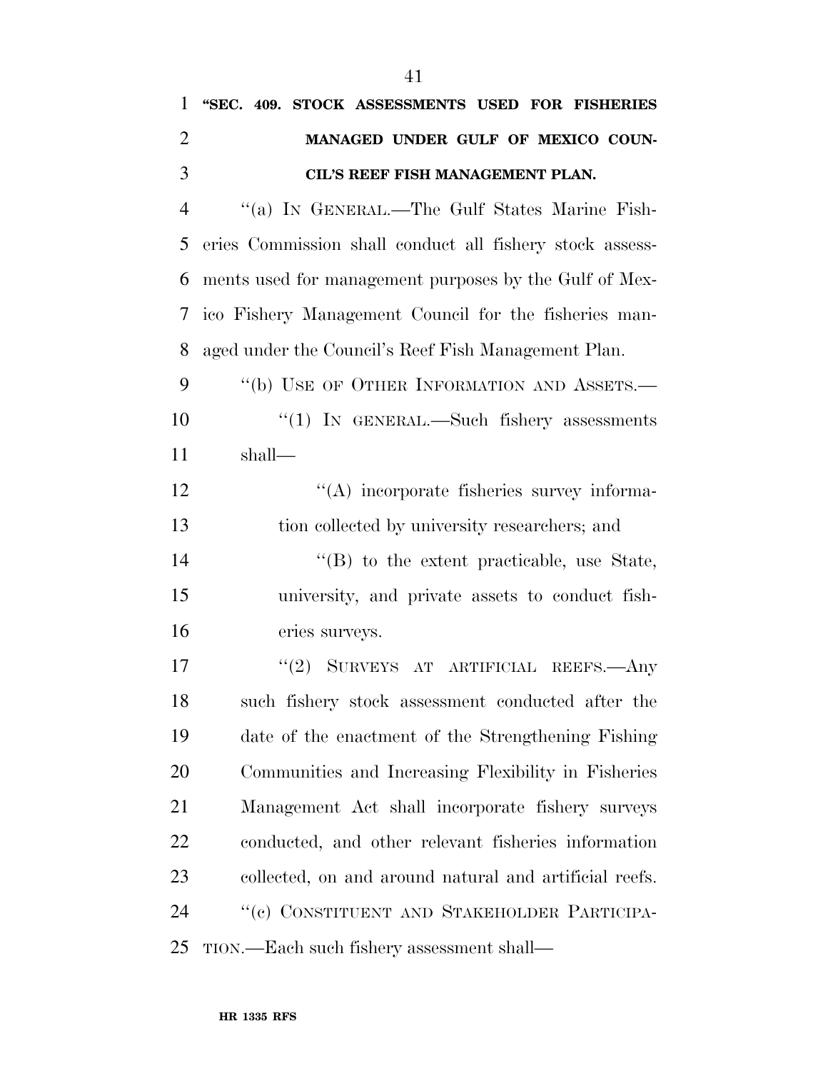**"SEC. 409. STOCK ASSESSMENTS USED FOR FISHERIES MANAGED UNDER GULF OF MEXICO COUNCIL'S REEF FISH MANAGEMENT PLAN.**

"(a) IN GENERAL.—The Gulf States Marine Fisheries Commission shall conduct all fishery stock assessments used for management purposes by the Gulf of Mexico Fishery Management Council for the fisheries managed under the Council's Reef Fish Management Plan.

"(b) USE OF OTHER INFORMATION AND ASSETS.—

"(1) IN GENERAL.—Such fishery assessments shall—

"(A) incorporate fisheries survey information collected by university researchers; and

"(B) to the extent practicable, use State, university, and private assets to conduct fisheries surveys.

"(2) SURVEYS AT ARTIFICIAL REEFS.—Any such fishery stock assessment conducted after the date of the enactment of the Strengthening Fishing Communities and Increasing Flexibility in Fisheries Management Act shall incorporate fishery surveys conducted, and other relevant fisheries information collected, on and around natural and artificial reefs.

"(c) CONSTITUENT AND STAKEHOLDER PARTICIPATION.—Each such fishery assessment shall—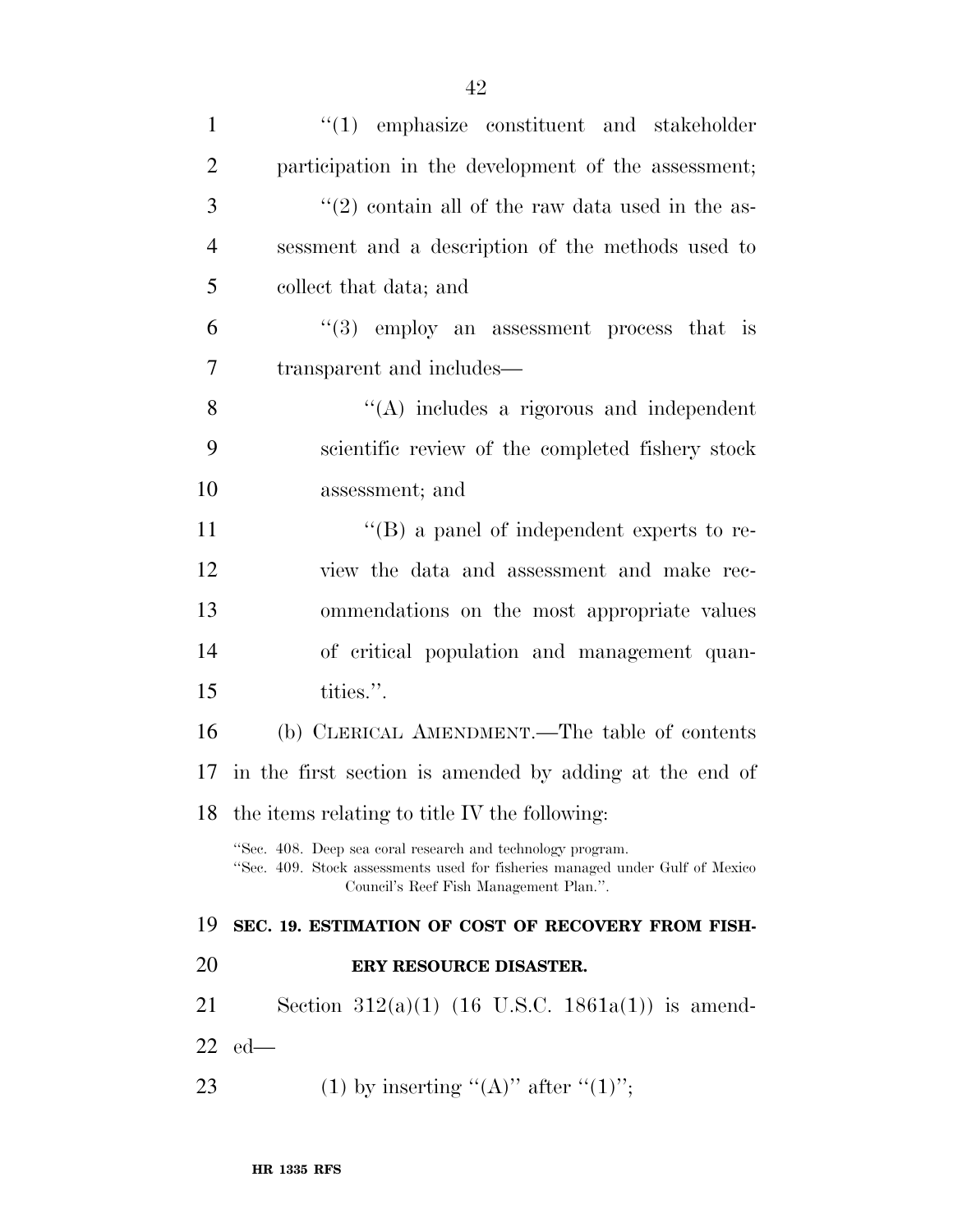''(1) emphasize constituent and stakeholder participation in the development of the assessment;

''(2) contain all of the raw data used in the assessment and a description of the methods used to collect that data; and

''(3) employ an assessment process that is transparent and includes—

''(A) includes a rigorous and independent scientific review of the completed fishery stock assessment; and

''(B) a panel of independent experts to review the data and assessment and make recommendations on the most appropriate values of critical population and management quantities.''.

(b) CLERICAL AMENDMENT.—The table of contents in the first section is amended by adding at the end of the items relating to title IV the following:

''Sec. 408. Deep sea coral research and technology program.
''Sec. 409. Stock assessments used for fisheries managed under Gulf of Mexico Council's Reef Fish Management Plan.''.

**SEC. 19. ESTIMATION OF COST OF RECOVERY FROM FISHERY RESOURCE DISASTER.**

Section 312(a)(1) (16 U.S.C. 1861a(1)) is amended—

(1) by inserting ''(A)'' after ''(1)'';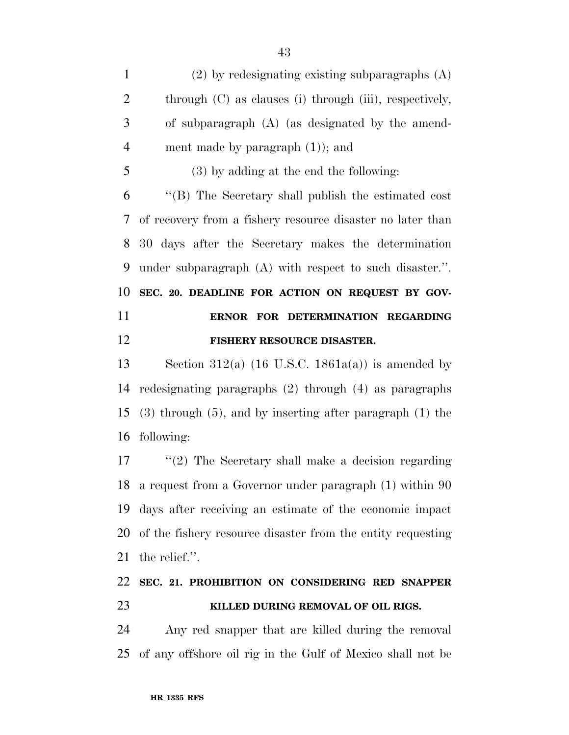(2) by redesignating existing subparagraphs (A) through (C) as clauses (i) through (iii), respectively, of subparagraph (A) (as designated by the amendment made by paragraph (1)); and

(3) by adding at the end the following:

''(B) The Secretary shall publish the estimated cost of recovery from a fishery resource disaster no later than 30 days after the Secretary makes the determination under subparagraph (A) with respect to such disaster.''.

**SEC. 20. DEADLINE FOR ACTION ON REQUEST BY GOVERNOR FOR DETERMINATION REGARDING FISHERY RESOURCE DISASTER.**

Section 312(a) (16 U.S.C. 1861a(a)) is amended by redesignating paragraphs (2) through (4) as paragraphs (3) through (5), and by inserting after paragraph (1) the following:

''(2) The Secretary shall make a decision regarding a request from a Governor under paragraph (1) within 90 days after receiving an estimate of the economic impact of the fishery resource disaster from the entity requesting the relief.''.

**SEC. 21. PROHIBITION ON CONSIDERING RED SNAPPER KILLED DURING REMOVAL OF OIL RIGS.**

Any red snapper that are killed during the removal of any offshore oil rig in the Gulf of Mexico shall not be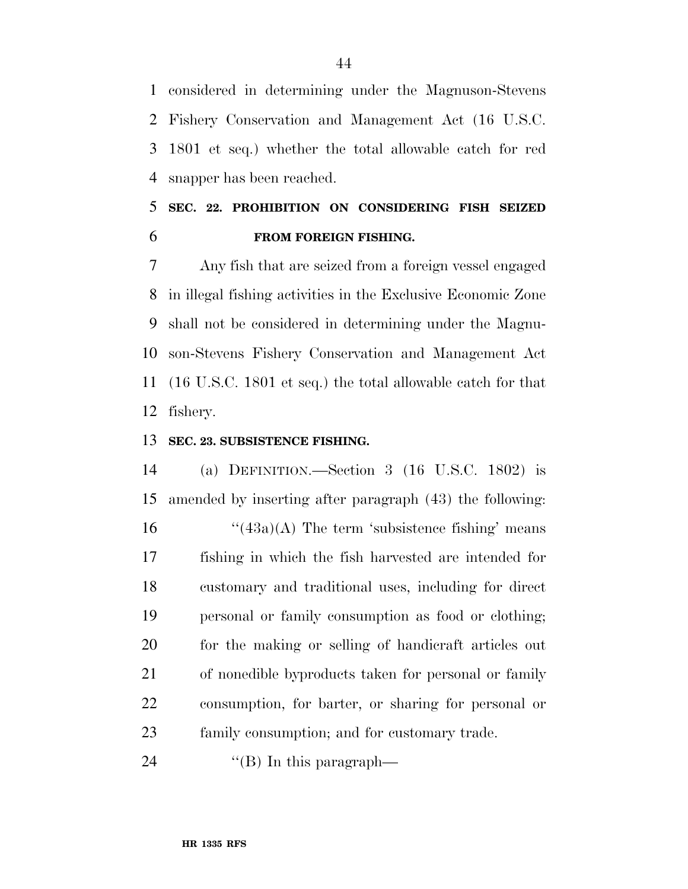considered in determining under the Magnuson-Stevens Fishery Conservation and Management Act (16 U.S.C. 1801 et seq.) whether the total allowable catch for red snapper has been reached.

### SEC. 22. PROHIBITION ON CONSIDERING FISH SEIZED FROM FOREIGN FISHING.

Any fish that are seized from a foreign vessel engaged in illegal fishing activities in the Exclusive Economic Zone shall not be considered in determining under the Magnuson-Stevens Fishery Conservation and Management Act (16 U.S.C. 1801 et seq.) the total allowable catch for that fishery.

### SEC. 23. SUBSISTENCE FISHING.

(a) DEFINITION.—Section 3 (16 U.S.C. 1802) is amended by inserting after paragraph (43) the following:

"(43a)(A) The term 'subsistence fishing' means fishing in which the fish harvested are intended for customary and traditional uses, including for direct personal or family consumption as food or clothing; for the making or selling of handicraft articles out of nonedible byproducts taken for personal or family consumption, for barter, or sharing for personal or family consumption; and for customary trade.

"(B) In this paragraph—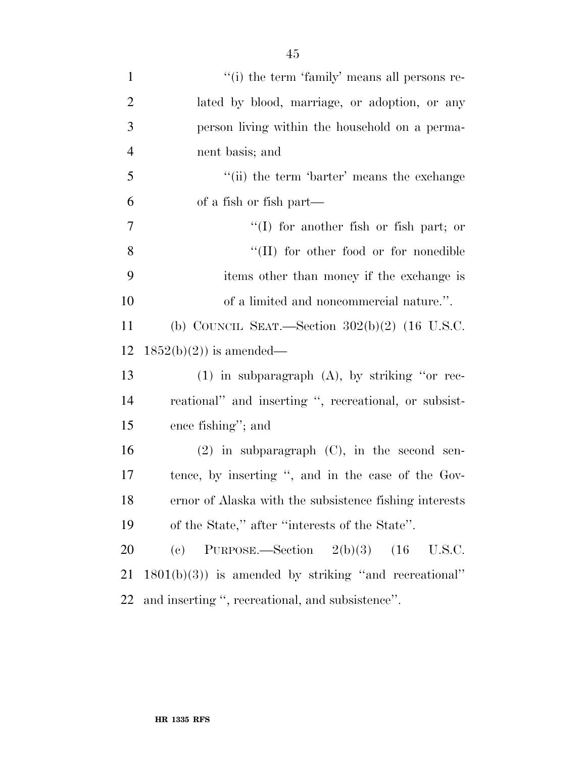''(i) the term 'family' means all persons related by blood, marriage, or adoption, or any person living within the household on a permanent basis; and

''(ii) the term 'barter' means the exchange of a fish or fish part—

''(I) for another fish or fish part; or

''(II) for other food or for nonedible items other than money if the exchange is of a limited and noncommercial nature.''.

(b) COUNCIL SEAT.—Section 302(b)(2) (16 U.S.C. 1852(b)(2)) is amended—

(1) in subparagraph (A), by striking ''or recreational'' and inserting '', recreational, or subsistence fishing''; and

(2) in subparagraph (C), in the second sentence, by inserting '', and in the case of the Governor of Alaska with the subsistence fishing interests of the State,'' after ''interests of the State''.

(c) PURPOSE.—Section 2(b)(3) (16 U.S.C. 1801(b)(3)) is amended by striking ''and recreational'' and inserting '', recreational, and subsistence''.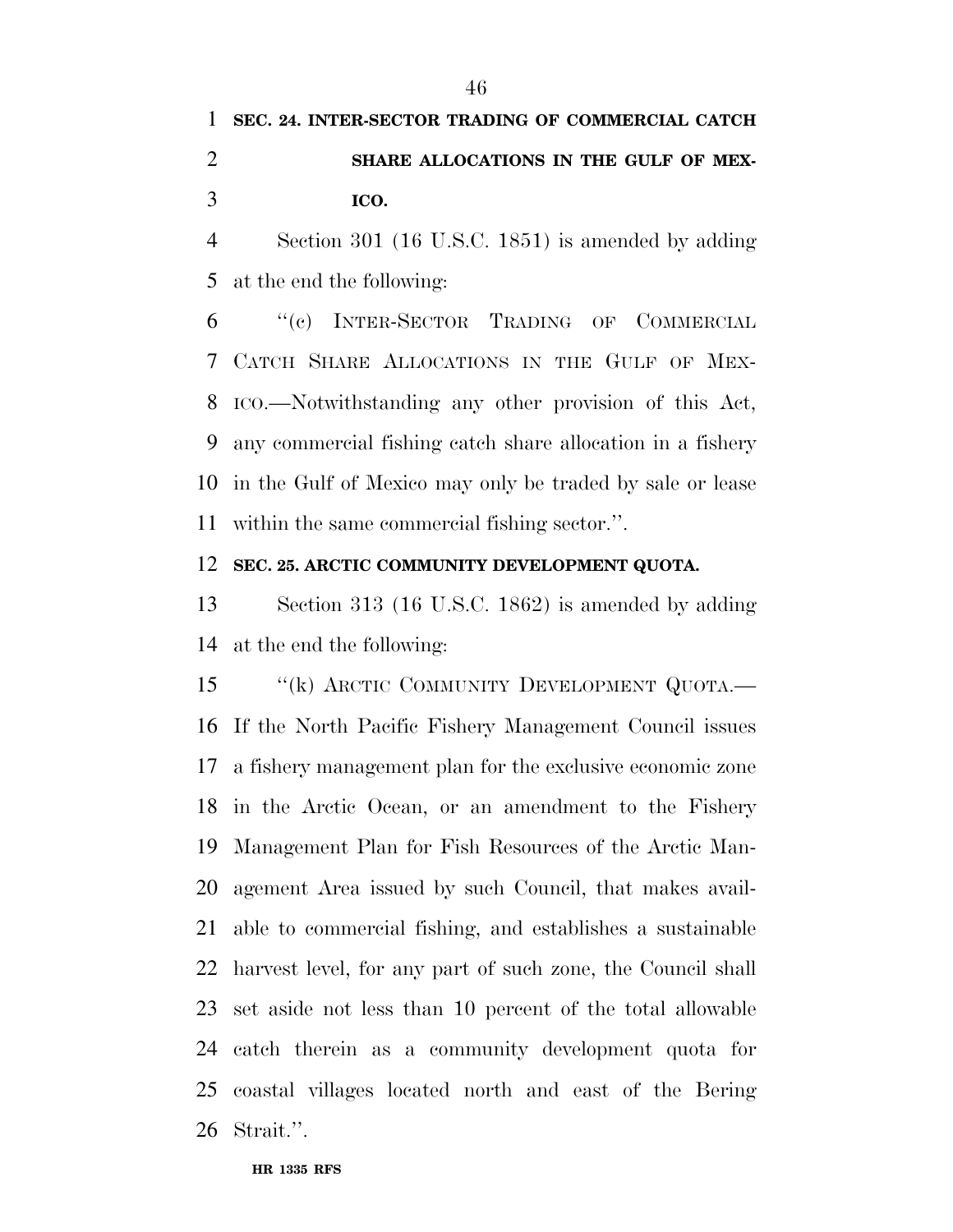**SEC. 24. INTER-SECTOR TRADING OF COMMERCIAL CATCH SHARE ALLOCATIONS IN THE GULF OF MEXICO.**

Section 301 (16 U.S.C. 1851) is amended by adding at the end the following:

"(c) INTER-SECTOR TRADING OF COMMERCIAL CATCH SHARE ALLOCATIONS IN THE GULF OF MEXICO.—Notwithstanding any other provision of this Act, any commercial fishing catch share allocation in a fishery in the Gulf of Mexico may only be traded by sale or lease within the same commercial fishing sector.".

**SEC. 25. ARCTIC COMMUNITY DEVELOPMENT QUOTA.**

Section 313 (16 U.S.C. 1862) is amended by adding at the end the following:

"(k) ARCTIC COMMUNITY DEVELOPMENT QUOTA.—If the North Pacific Fishery Management Council issues a fishery management plan for the exclusive economic zone in the Arctic Ocean, or an amendment to the Fishery Management Plan for Fish Resources of the Arctic Management Area issued by such Council, that makes available to commercial fishing, and establishes a sustainable harvest level, for any part of such zone, the Council shall set aside not less than 10 percent of the total allowable catch therein as a community development quota for coastal villages located north and east of the Bering Strait.".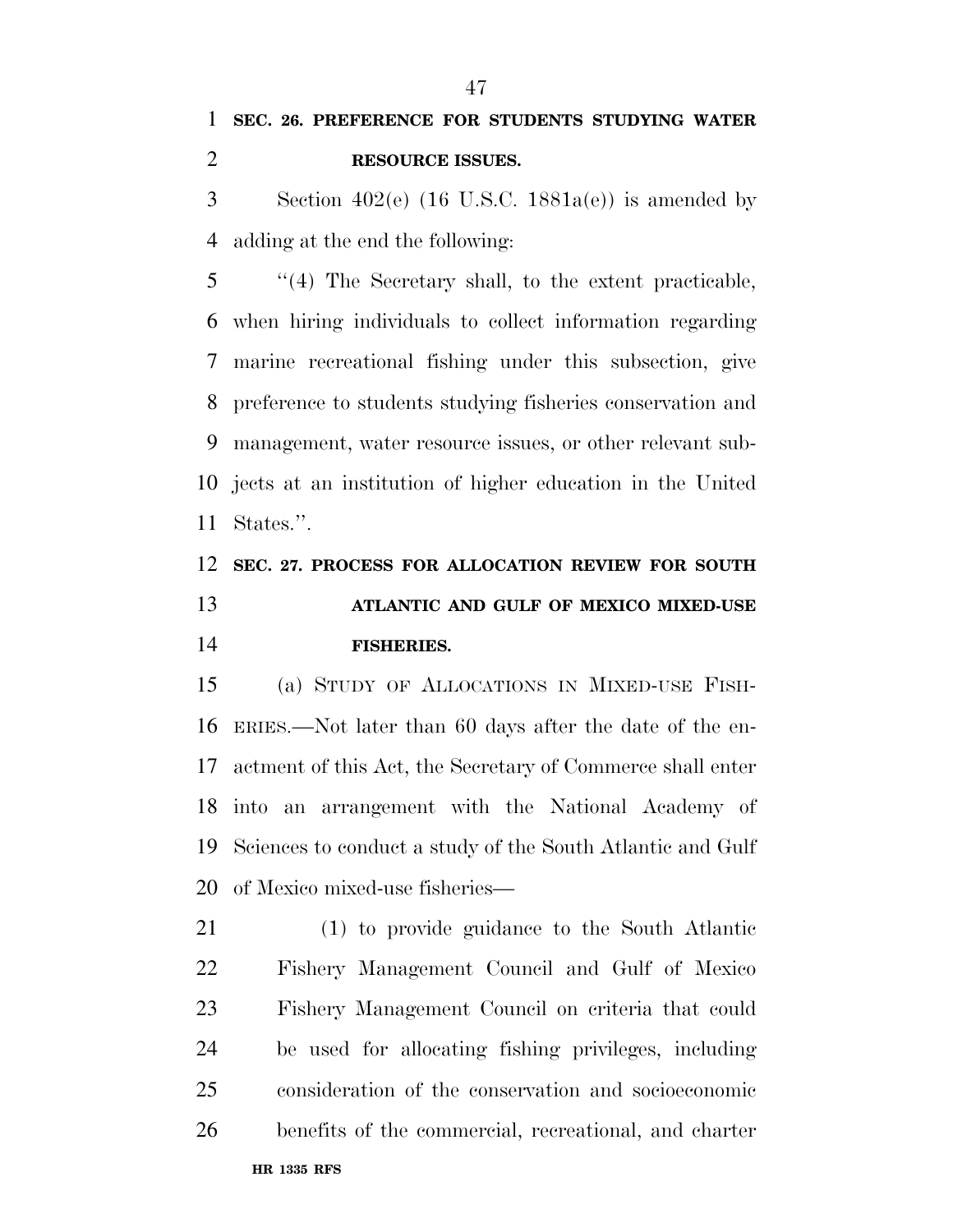**SEC. 26. PREFERENCE FOR STUDENTS STUDYING WATER RESOURCE ISSUES.**

Section 402(e) (16 U.S.C. 1881a(e)) is amended by adding at the end the following:

"(4) The Secretary shall, to the extent practicable, when hiring individuals to collect information regarding marine recreational fishing under this subsection, give preference to students studying fisheries conservation and management, water resource issues, or other relevant subjects at an institution of higher education in the United States.".

**SEC. 27. PROCESS FOR ALLOCATION REVIEW FOR SOUTH ATLANTIC AND GULF OF MEXICO MIXED-USE FISHERIES.**

(a) STUDY OF ALLOCATIONS IN MIXED-USE FISHERIES.—Not later than 60 days after the date of the enactment of this Act, the Secretary of Commerce shall enter into an arrangement with the National Academy of Sciences to conduct a study of the South Atlantic and Gulf of Mexico mixed-use fisheries—

(1) to provide guidance to the South Atlantic Fishery Management Council and Gulf of Mexico Fishery Management Council on criteria that could be used for allocating fishing privileges, including consideration of the conservation and socioeconomic benefits of the commercial, recreational, and charter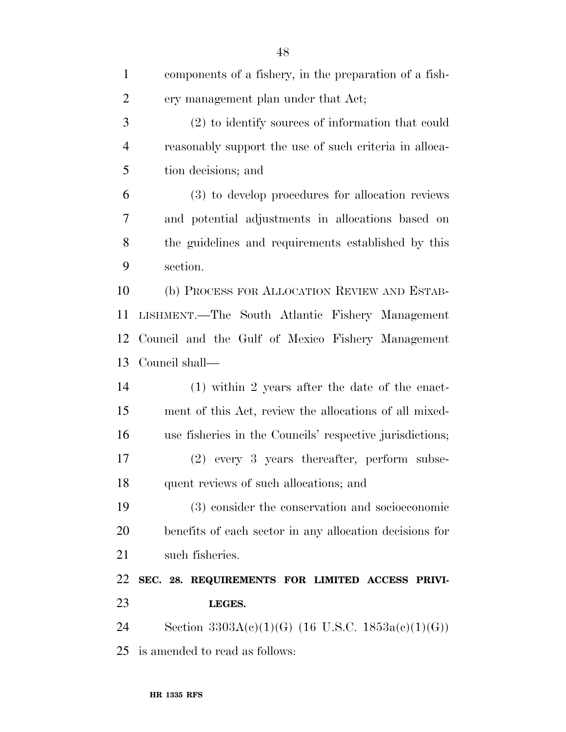components of a fishery, in the preparation of a fishery management plan under that Act;

(2) to identify sources of information that could reasonably support the use of such criteria in allocation decisions; and

(3) to develop procedures for allocation reviews and potential adjustments in allocations based on the guidelines and requirements established by this section.

(b) PROCESS FOR ALLOCATION REVIEW AND ESTABLISHMENT.—The South Atlantic Fishery Management Council and the Gulf of Mexico Fishery Management Council shall—

(1) within 2 years after the date of the enactment of this Act, review the allocations of all mixed-use fisheries in the Councils' respective jurisdictions;

(2) every 3 years thereafter, perform subsequent reviews of such allocations; and

(3) consider the conservation and socioeconomic benefits of each sector in any allocation decisions for such fisheries.

**SEC. 28. REQUIREMENTS FOR LIMITED ACCESS PRIVILEGES.**

Section 3303A(c)(1)(G) (16 U.S.C. 1853a(c)(1)(G)) is amended to read as follows: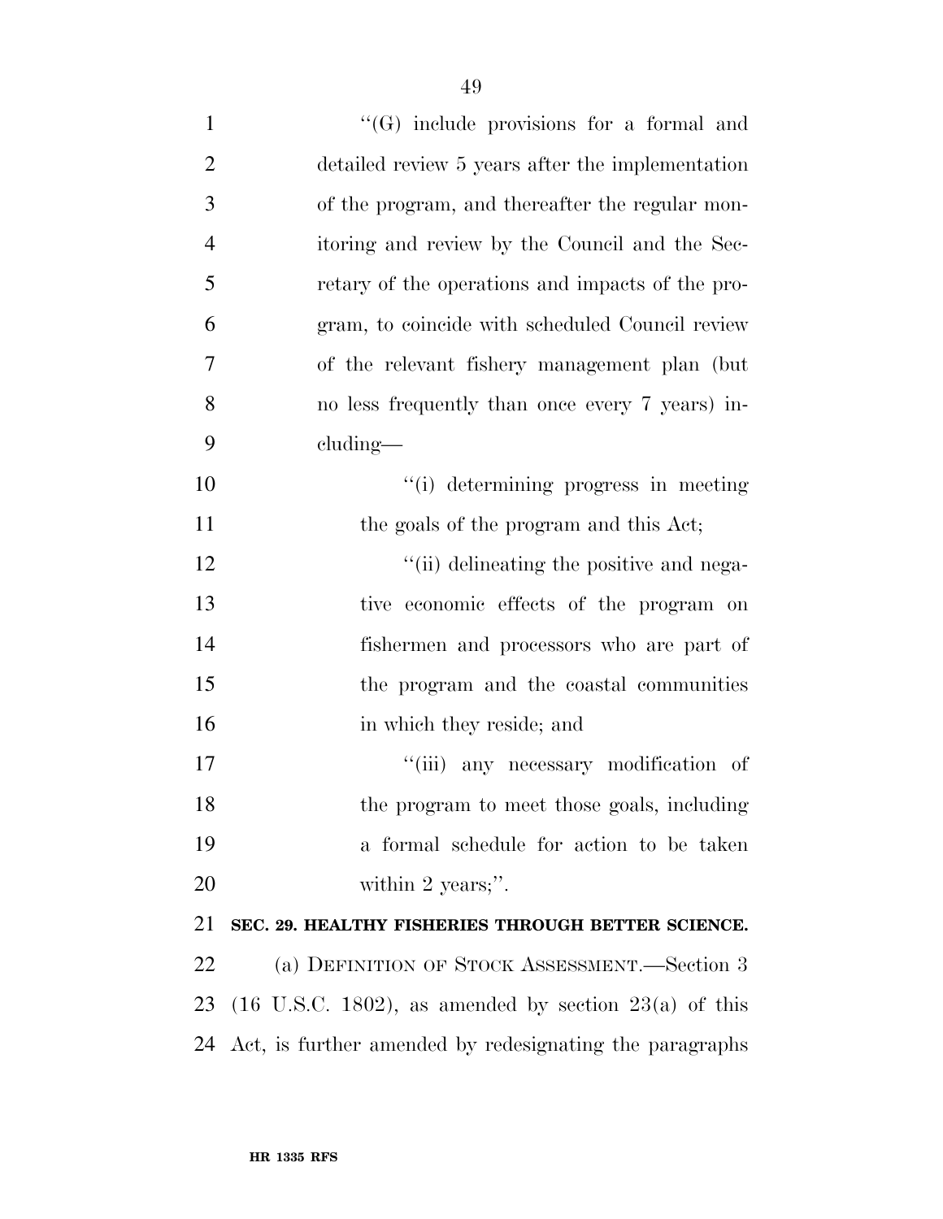''(G) include provisions for a formal and detailed review 5 years after the implementation of the program, and thereafter the regular monitoring and review by the Council and the Secretary of the operations and impacts of the program, to coincide with scheduled Council review of the relevant fishery management plan (but no less frequently than once every 7 years) including—

''(i) determining progress in meeting the goals of the program and this Act;

''(ii) delineating the positive and negative economic effects of the program on fishermen and processors who are part of the program and the coastal communities in which they reside; and

''(iii) any necessary modification of the program to meet those goals, including a formal schedule for action to be taken within 2 years;''.

**SEC. 29. HEALTHY FISHERIES THROUGH BETTER SCIENCE.**

(a) DEFINITION OF STOCK ASSESSMENT.—Section 3 (16 U.S.C. 1802), as amended by section 23(a) of this Act, is further amended by redesignating the paragraphs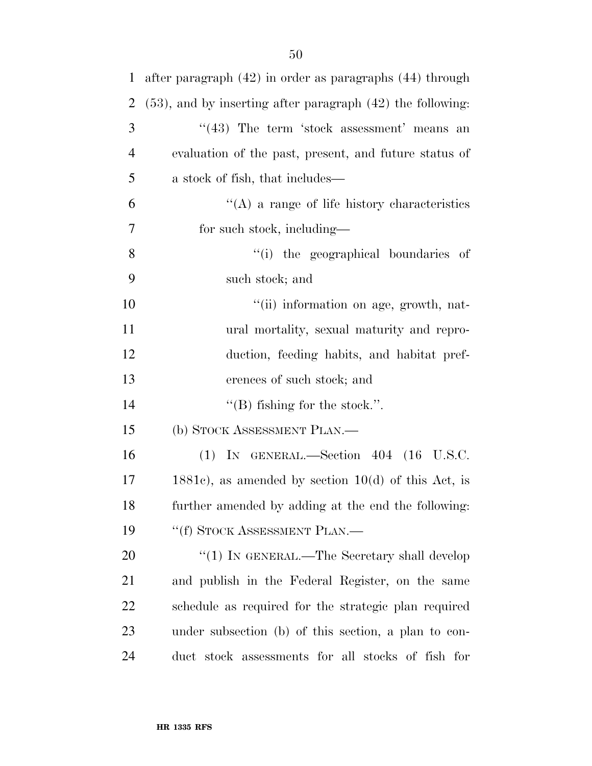after paragraph (42) in order as paragraphs (44) through (53), and by inserting after paragraph (42) the following:

"(43) The term 'stock assessment' means an evaluation of the past, present, and future status of a stock of fish, that includes—

"(A) a range of life history characteristics for such stock, including—

"(i) the geographical boundaries of such stock; and

"(ii) information on age, growth, natural mortality, sexual maturity and reproduction, feeding habits, and habitat preferences of such stock; and

"(B) fishing for the stock.".

(b) STOCK ASSESSMENT PLAN.—

(1) IN GENERAL.—Section 404 (16 U.S.C. 1881c), as amended by section 10(d) of this Act, is further amended by adding at the end the following:

"(f) STOCK ASSESSMENT PLAN.—

"(1) IN GENERAL.—The Secretary shall develop and publish in the Federal Register, on the same schedule as required for the strategic plan required under subsection (b) of this section, a plan to conduct stock assessments for all stocks of fish for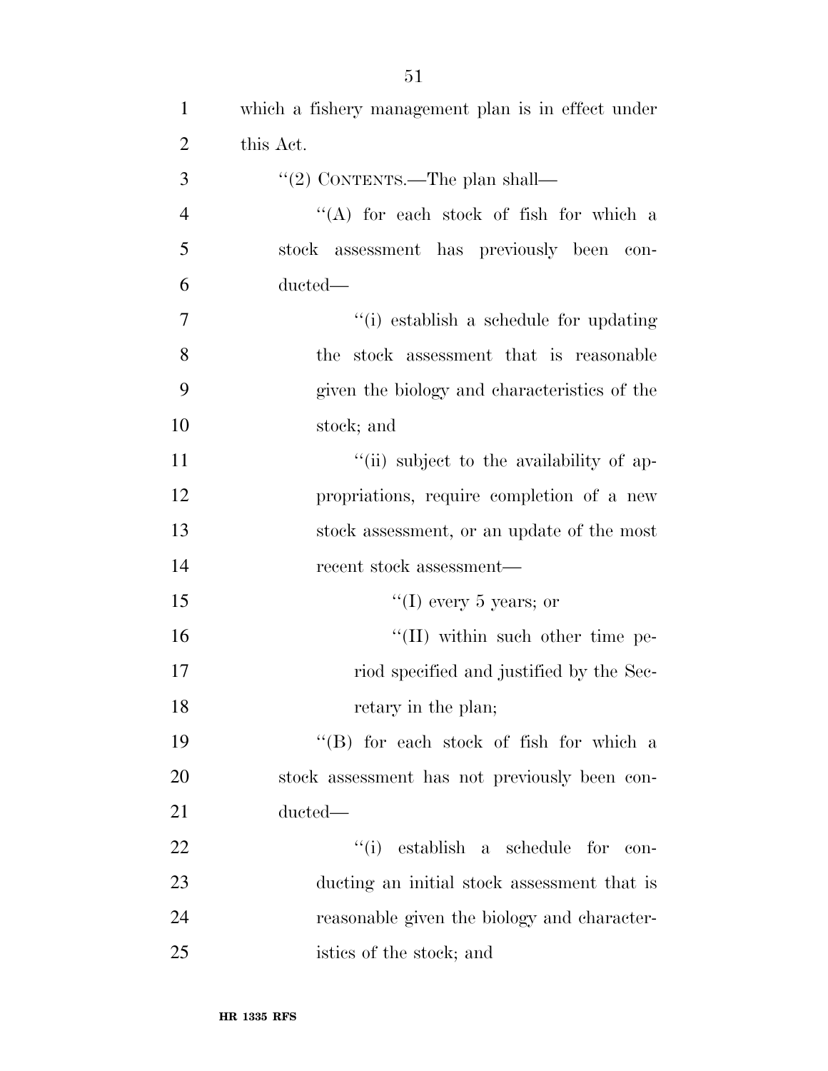which a fishery management plan is in effect under this Act.

''(2) CONTENTS.—The plan shall—

''(A) for each stock of fish for which a stock assessment has previously been conducted—

''(i) establish a schedule for updating the stock assessment that is reasonable given the biology and characteristics of the stock; and

''(ii) subject to the availability of appropriations, require completion of a new stock assessment, or an update of the most recent stock assessment—

''(I) every 5 years; or

''(II) within such other time period specified and justified by the Secretary in the plan;

''(B) for each stock of fish for which a stock assessment has not previously been conducted—

''(i) establish a schedule for conducting an initial stock assessment that is reasonable given the biology and characteristics of the stock; and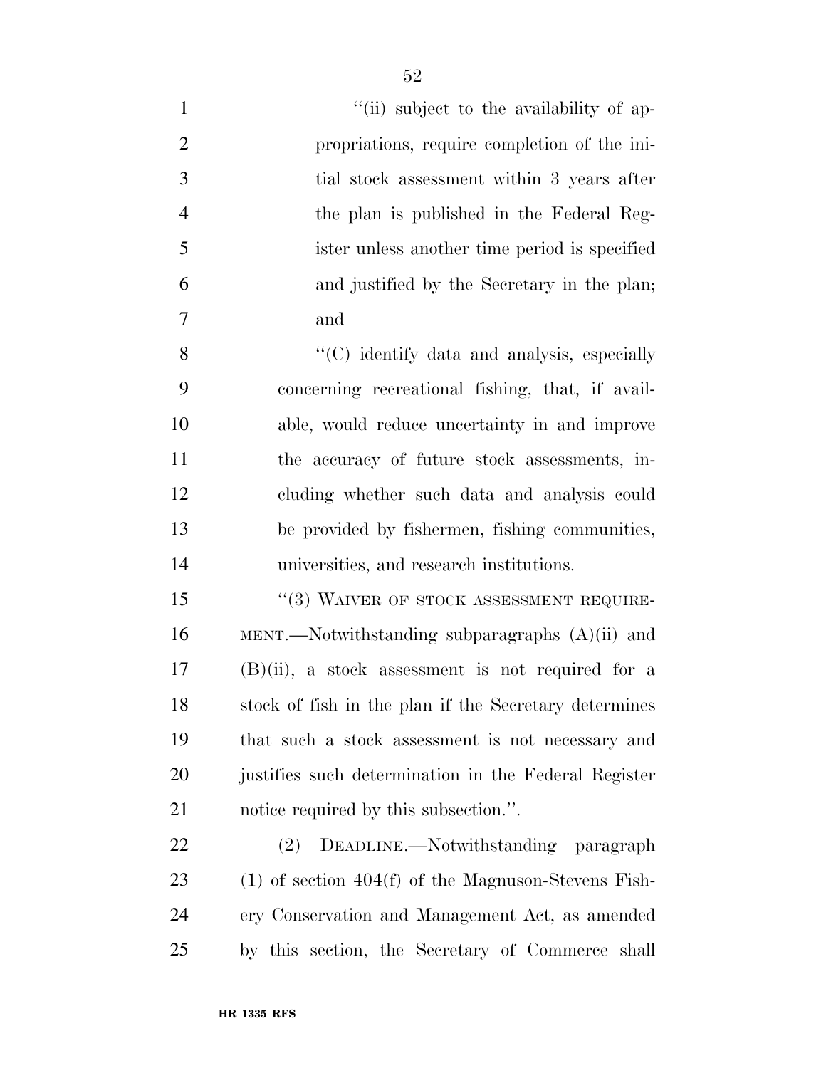''(ii) subject to the availability of appropriations, require completion of the initial stock assessment within 3 years after the plan is published in the Federal Register unless another time period is specified and justified by the Secretary in the plan; and

''(C) identify data and analysis, especially concerning recreational fishing, that, if available, would reduce uncertainty in and improve the accuracy of future stock assessments, including whether such data and analysis could be provided by fishermen, fishing communities, universities, and research institutions.

''(3) WAIVER OF STOCK ASSESSMENT REQUIREMENT.—Notwithstanding subparagraphs (A)(ii) and (B)(ii), a stock assessment is not required for a stock of fish in the plan if the Secretary determines that such a stock assessment is not necessary and justifies such determination in the Federal Register notice required by this subsection.''.

(2) DEADLINE.—Notwithstanding paragraph (1) of section 404(f) of the Magnuson-Stevens Fishery Conservation and Management Act, as amended by this section, the Secretary of Commerce shall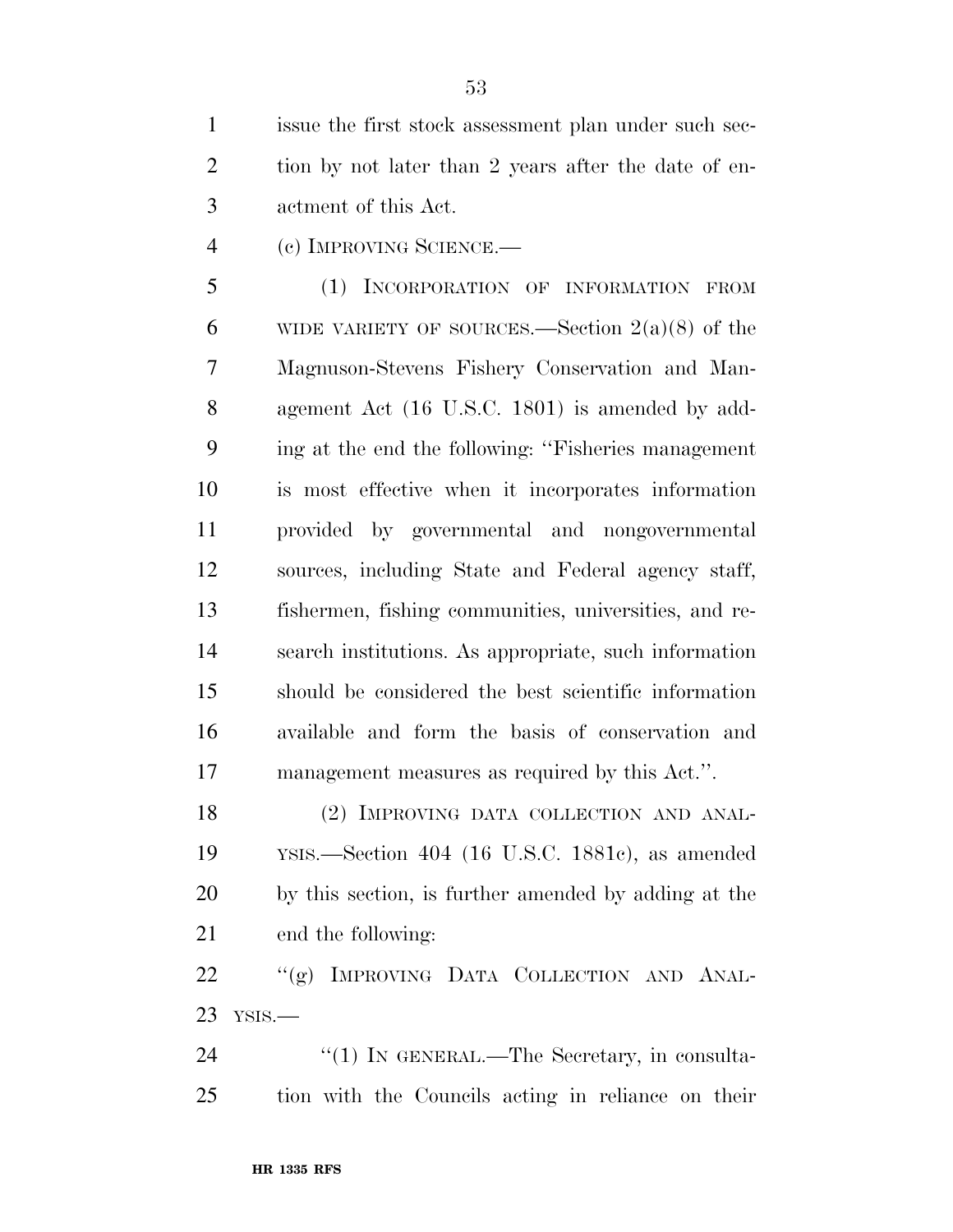issue the first stock assessment plan under such section by not later than 2 years after the date of enactment of this Act.

(c) IMPROVING SCIENCE.—

(1) INCORPORATION OF INFORMATION FROM WIDE VARIETY OF SOURCES.—Section 2(a)(8) of the Magnuson-Stevens Fishery Conservation and Management Act (16 U.S.C. 1801) is amended by adding at the end the following: "Fisheries management is most effective when it incorporates information provided by governmental and nongovernmental sources, including State and Federal agency staff, fishermen, fishing communities, universities, and research institutions. As appropriate, such information should be considered the best scientific information available and form the basis of conservation and management measures as required by this Act.".

(2) IMPROVING DATA COLLECTION AND ANALYSIS.—Section 404 (16 U.S.C. 1881c), as amended by this section, is further amended by adding at the end the following:

"(g) IMPROVING DATA COLLECTION AND ANALYSIS.—

"(1) IN GENERAL.—The Secretary, in consultation with the Councils acting in reliance on their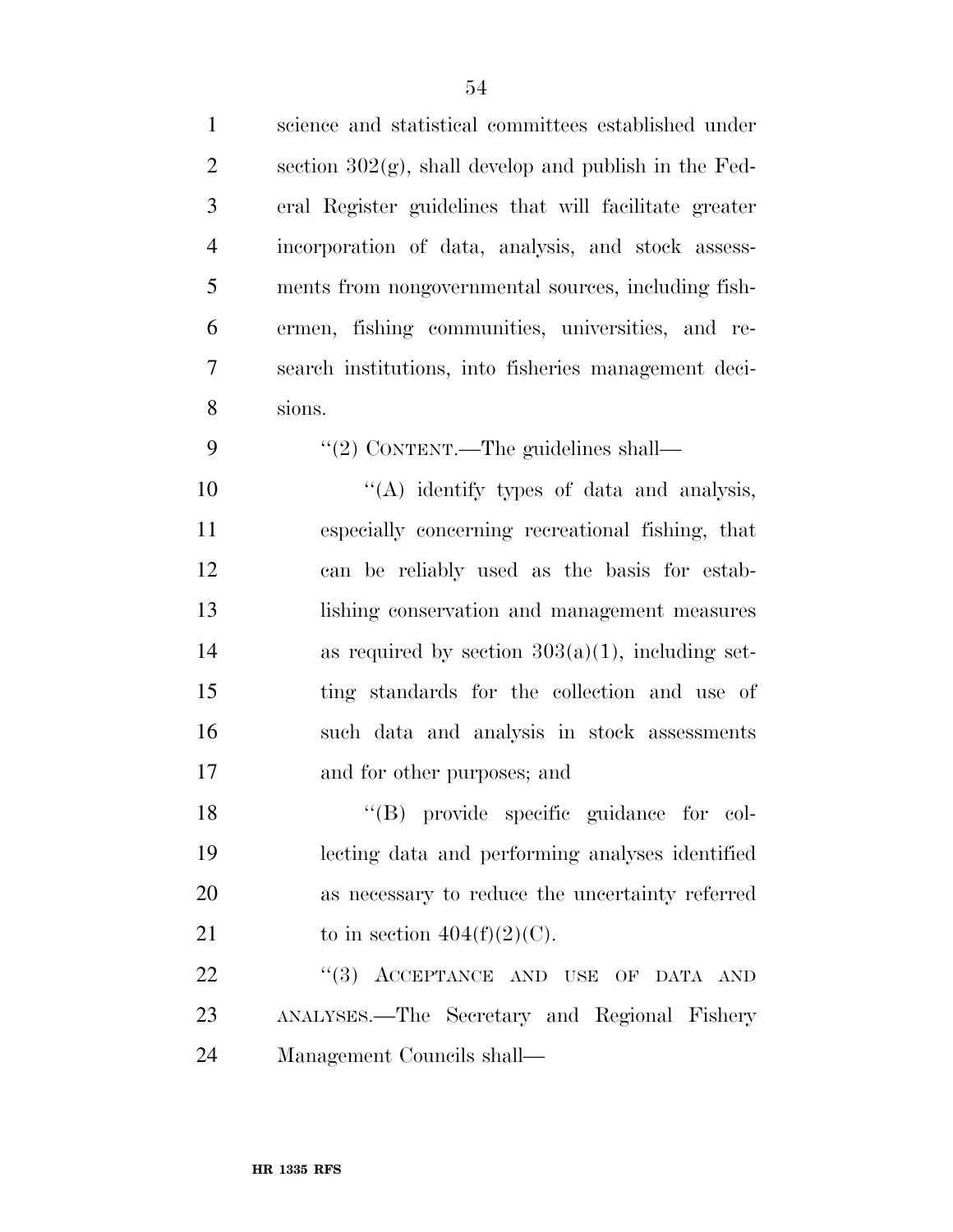science and statistical committees established under section 302(g), shall develop and publish in the Federal Register guidelines that will facilitate greater incorporation of data, analysis, and stock assessments from nongovernmental sources, including fishermen, fishing communities, universities, and research institutions, into fisheries management decisions.

''(2) CONTENT.—The guidelines shall—

''(A) identify types of data and analysis, especially concerning recreational fishing, that can be reliably used as the basis for establishing conservation and management measures as required by section 303(a)(1), including setting standards for the collection and use of such data and analysis in stock assessments and for other purposes; and

''(B) provide specific guidance for collecting data and performing analyses identified as necessary to reduce the uncertainty referred to in section 404(f)(2)(C).

''(3) ACCEPTANCE AND USE OF DATA AND ANALYSES.—The Secretary and Regional Fishery Management Councils shall—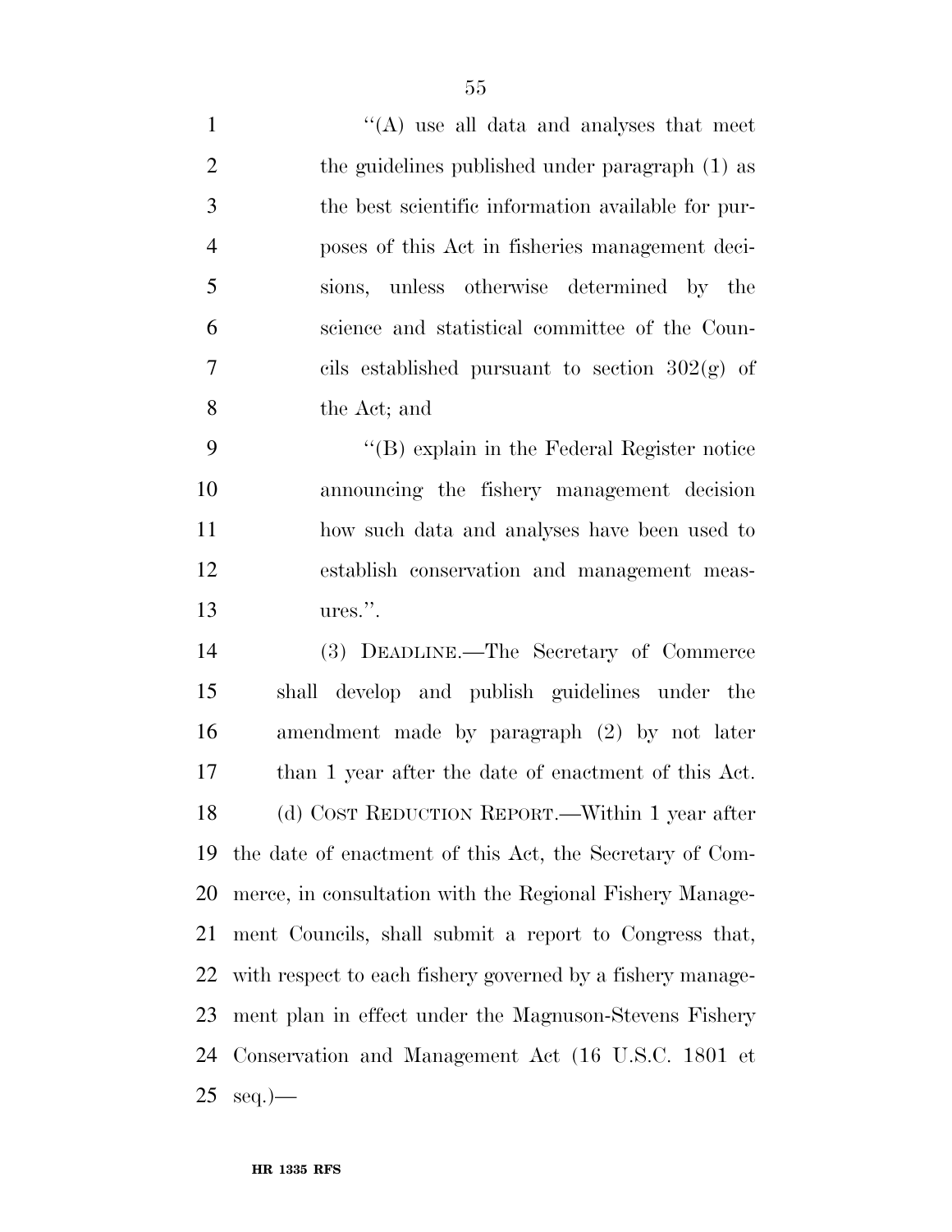''(A) use all data and analyses that meet the guidelines published under paragraph (1) as the best scientific information available for purposes of this Act in fisheries management decisions, unless otherwise determined by the science and statistical committee of the Councils established pursuant to section 302(g) of the Act; and

''(B) explain in the Federal Register notice announcing the fishery management decision how such data and analyses have been used to establish conservation and management measures.''.

(3) DEADLINE.—The Secretary of Commerce shall develop and publish guidelines under the amendment made by paragraph (2) by not later than 1 year after the date of enactment of this Act.

(d) COST REDUCTION REPORT.—Within 1 year after the date of enactment of this Act, the Secretary of Commerce, in consultation with the Regional Fishery Management Councils, shall submit a report to Congress that, with respect to each fishery governed by a fishery management plan in effect under the Magnuson-Stevens Fishery Conservation and Management Act (16 U.S.C. 1801 et seq.)—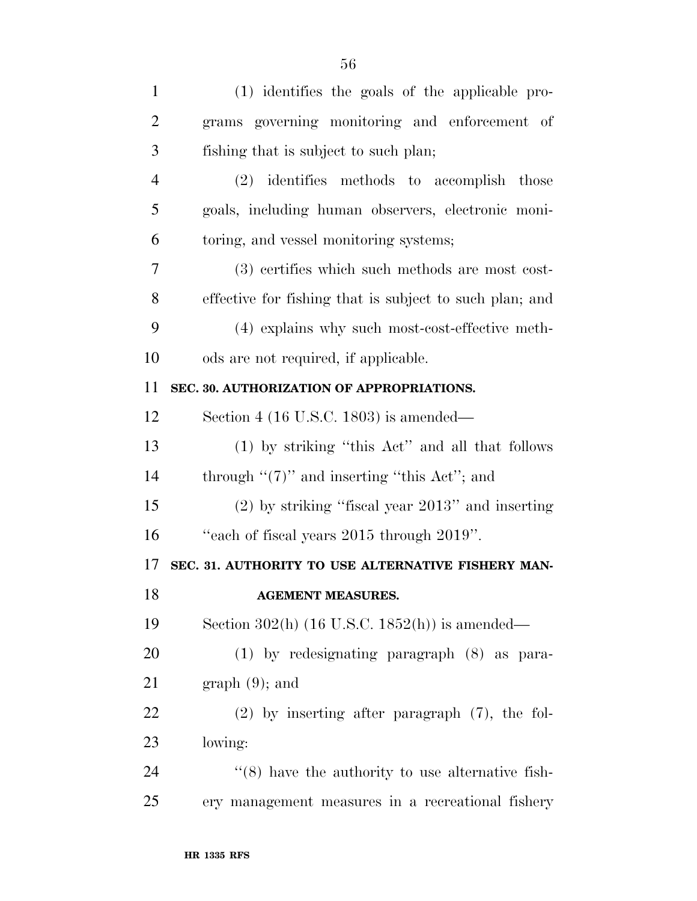(1) identifies the goals of the applicable programs governing monitoring and enforcement of fishing that is subject to such plan;

(2) identifies methods to accomplish those goals, including human observers, electronic monitoring, and vessel monitoring systems;

(3) certifies which such methods are most cost-effective for fishing that is subject to such plan; and

(4) explains why such most-cost-effective methods are not required, if applicable.

**SEC. 30. AUTHORIZATION OF APPROPRIATIONS.**

Section 4 (16 U.S.C. 1803) is amended—

(1) by striking ''this Act'' and all that follows through ''(7)'' and inserting ''this Act''; and

(2) by striking ''fiscal year 2013'' and inserting ''each of fiscal years 2015 through 2019''.

**SEC. 31. AUTHORITY TO USE ALTERNATIVE FISHERY MANAGEMENT MEASURES.**

Section 302(h) (16 U.S.C. 1852(h)) is amended—

(1) by redesignating paragraph (8) as paragraph (9); and

(2) by inserting after paragraph (7), the following:

''(8) have the authority to use alternative fishery management measures in a recreational fishery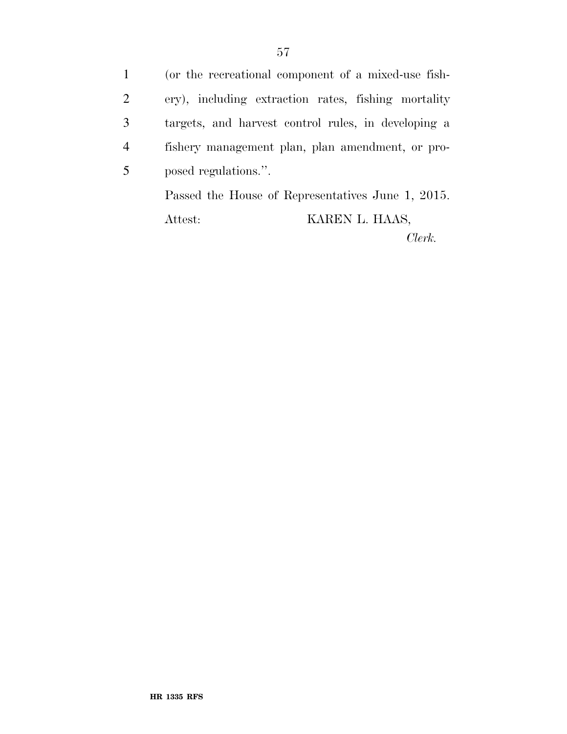(or the recreational component of a mixed-use fishery), including extraction rates, fishing mortality targets, and harvest control rules, in developing a fishery management plan, plan amendment, or proposed regulations.''.

Passed the House of Representatives June 1, 2015.

Attest: KAREN L. HAAS,

*Clerk.*